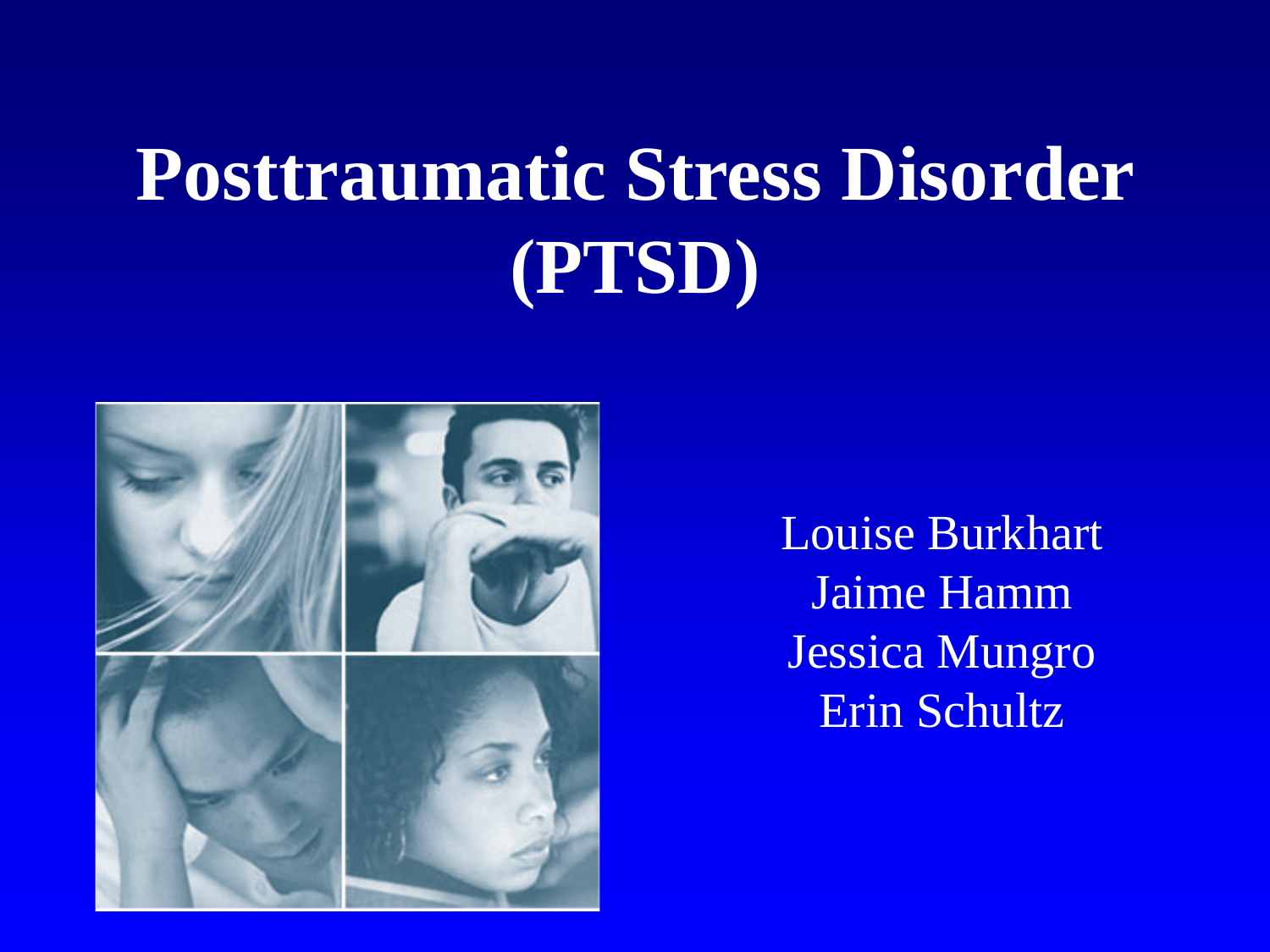# Posttraumatic Stress Disorder (PTSD)

Louise Burkhart
Jaime Hamm
Jessica Mungro
Erin Schultz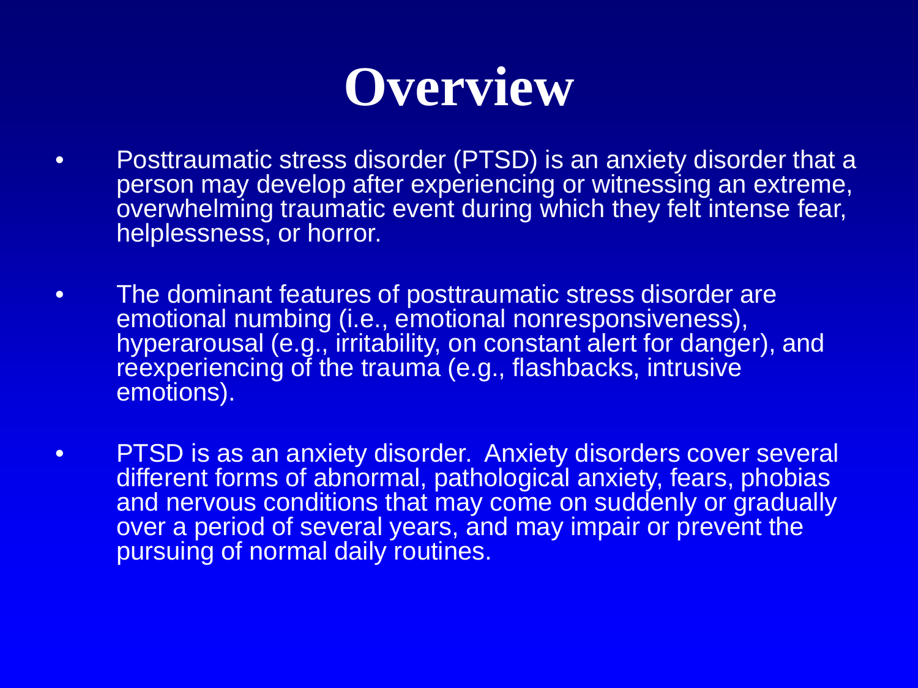# Overview

- Posttraumatic stress disorder (PTSD) is an anxiety disorder that a person may develop after experiencing or witnessing an extreme, overwhelming traumatic event during which they felt intense fear, helplessness, or horror.

- The dominant features of posttraumatic stress disorder are emotional numbing (i.e., emotional nonresponsiveness), hyperarousal (e.g., irritability, on constant alert for danger), and reexperiencing of the trauma (e.g., flashbacks, intrusive emotions).

- PTSD is as an anxiety disorder. Anxiety disorders cover several different forms of abnormal, pathological anxiety, fears, phobias and nervous conditions that may come on suddenly or gradually over a period of several years, and may impair or prevent the pursuing of normal daily routines.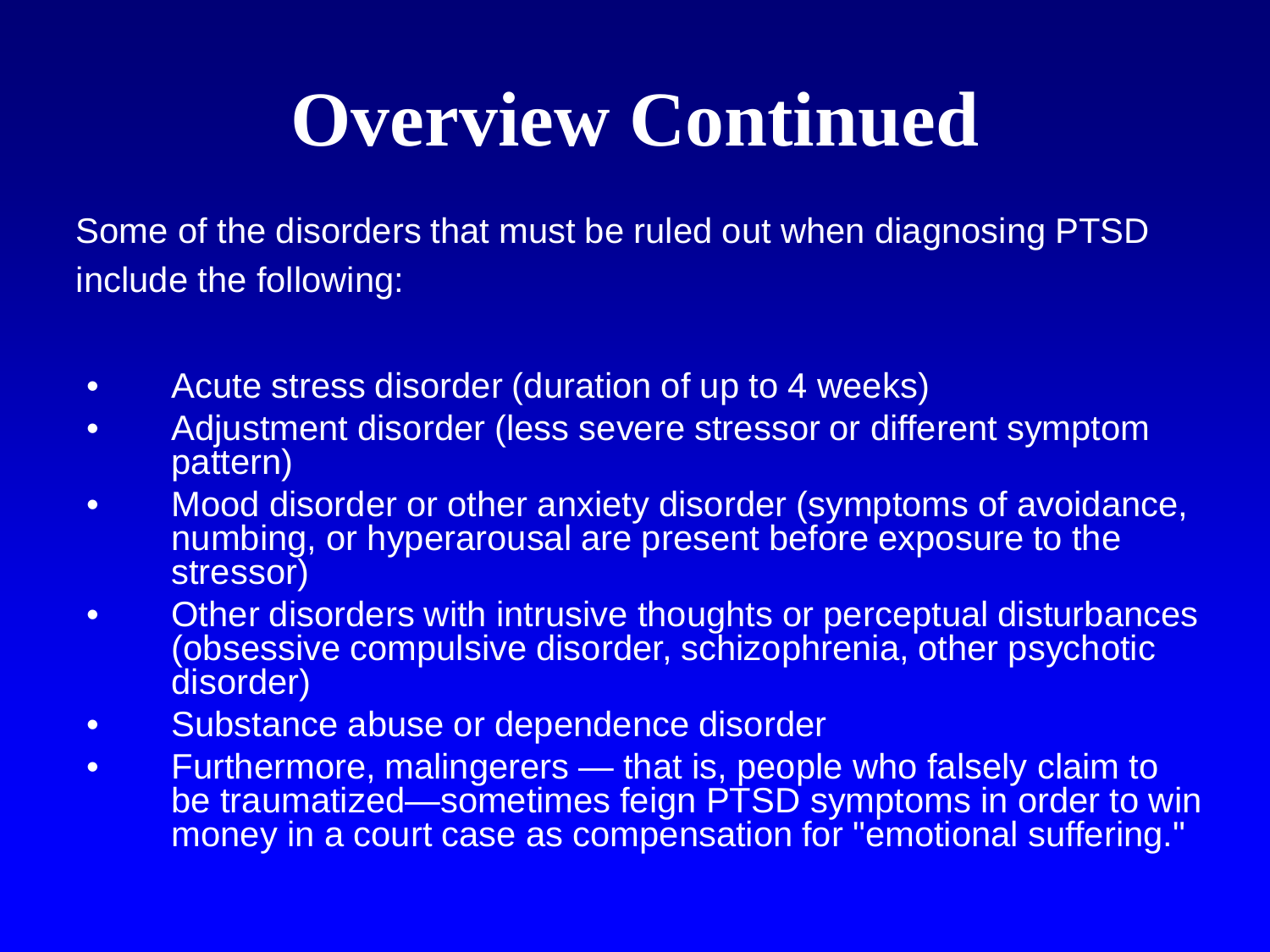# Overview Continued

Some of the disorders that must be ruled out when diagnosing PTSD include the following:

- Acute stress disorder (duration of up to 4 weeks)
- Adjustment disorder (less severe stressor or different symptom pattern)
- Mood disorder or other anxiety disorder (symptoms of avoidance, numbing, or hyperarousal are present before exposure to the stressor)
- Other disorders with intrusive thoughts or perceptual disturbances (obsessive compulsive disorder, schizophrenia, other psychotic disorder)
- Substance abuse or dependence disorder
- Furthermore, malingerers — that is, people who falsely claim to be traumatized—sometimes feign PTSD symptoms in order to win money in a court case as compensation for "emotional suffering."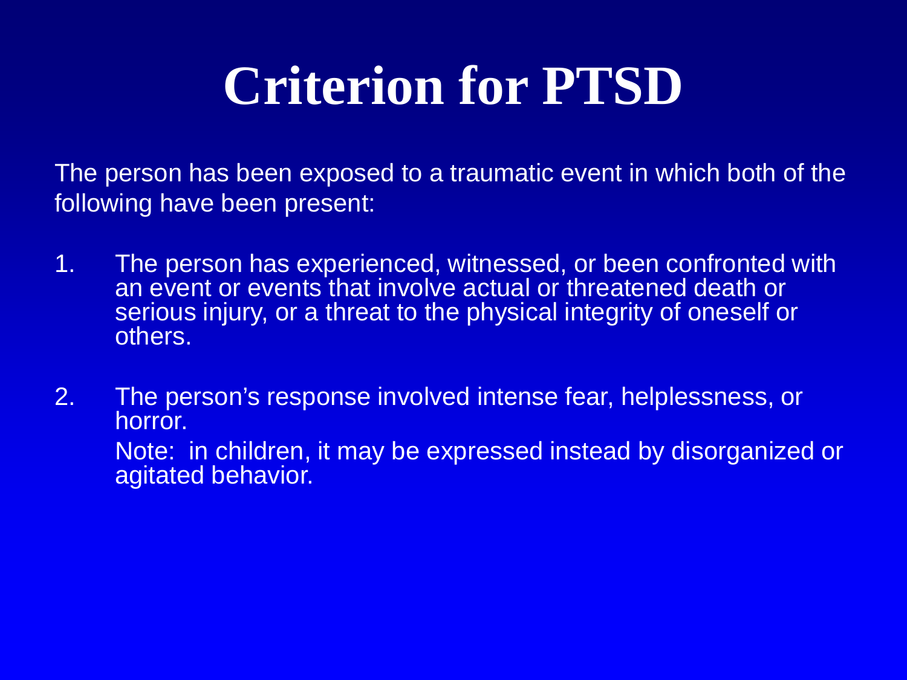# Criterion for PTSD

The person has been exposed to a traumatic event in which both of the following have been present:

1. The person has experienced, witnessed, or been confronted with an event or events that involve actual or threatened death or serious injury, or a threat to the physical integrity of oneself or others.

2. The person's response involved intense fear, helplessness, or horror.

   Note: in children, it may be expressed instead by disorganized or agitated behavior.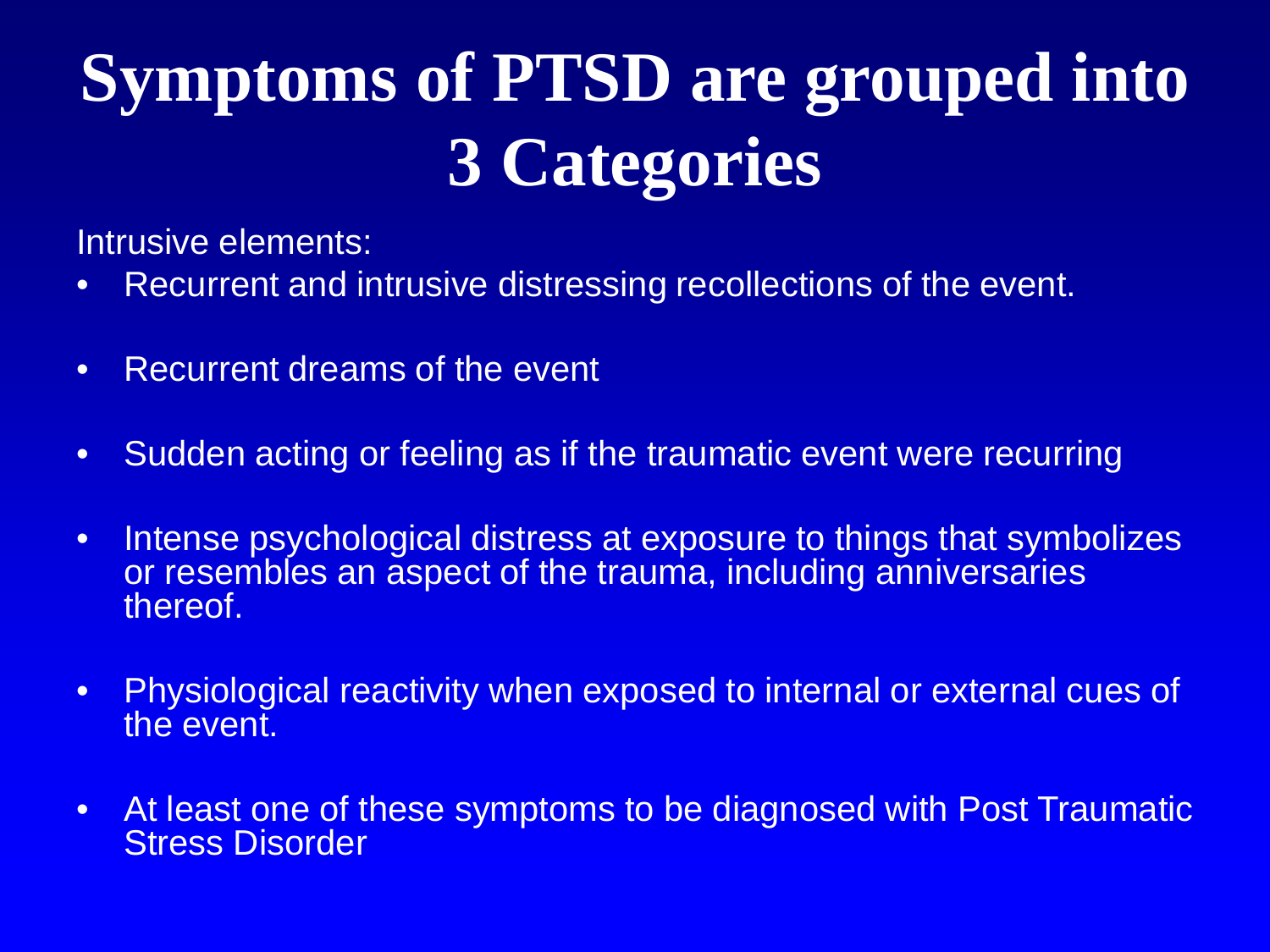# Symptoms of PTSD are grouped into 3 Categories

Intrusive elements:

- Recurrent and intrusive distressing recollections of the event.
- Recurrent dreams of the event
- Sudden acting or feeling as if the traumatic event were recurring
- Intense psychological distress at exposure to things that symbolizes or resembles an aspect of the trauma, including anniversaries thereof.
- Physiological reactivity when exposed to internal or external cues of the event.
- At least one of these symptoms to be diagnosed with Post Traumatic Stress Disorder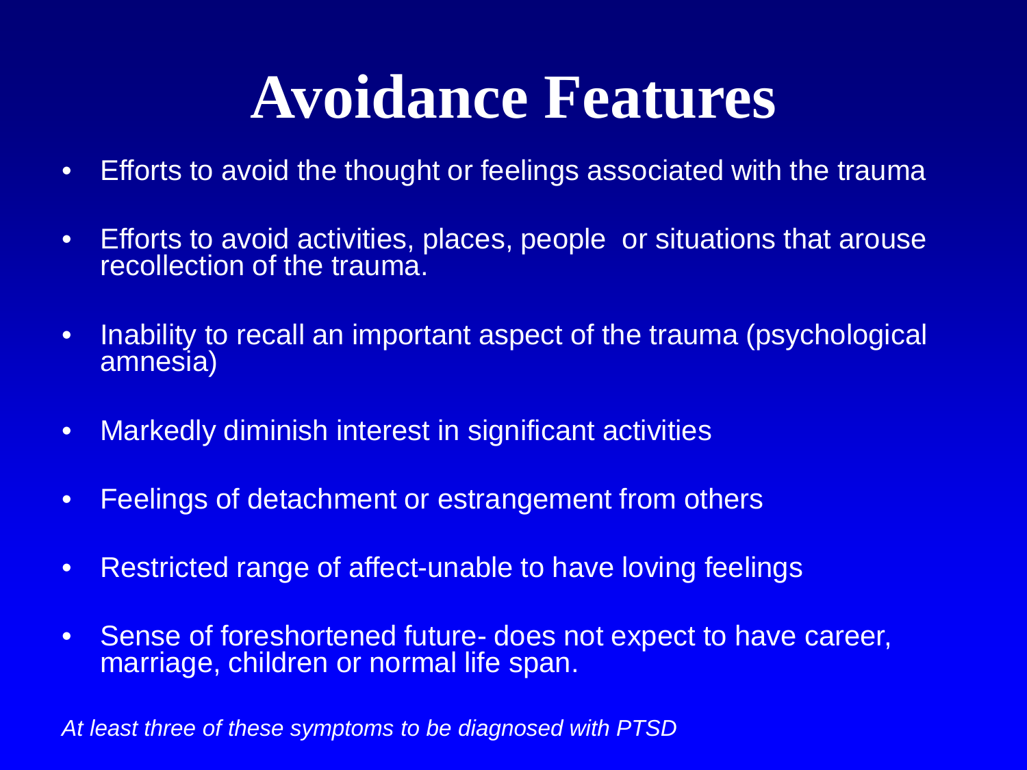# Avoidance Features

- Efforts to avoid the thought or feelings associated with the trauma
- Efforts to avoid activities, places, people  or situations that arouse recollection of the trauma.
- Inability to recall an important aspect of the trauma (psychological amnesia)
- Markedly diminish interest in significant activities
- Feelings of detachment or estrangement from others
- Restricted range of affect-unable to have loving feelings
- Sense of foreshortened future- does not expect to have career, marriage, children or normal life span.

*At least three of these symptoms to be diagnosed with PTSD*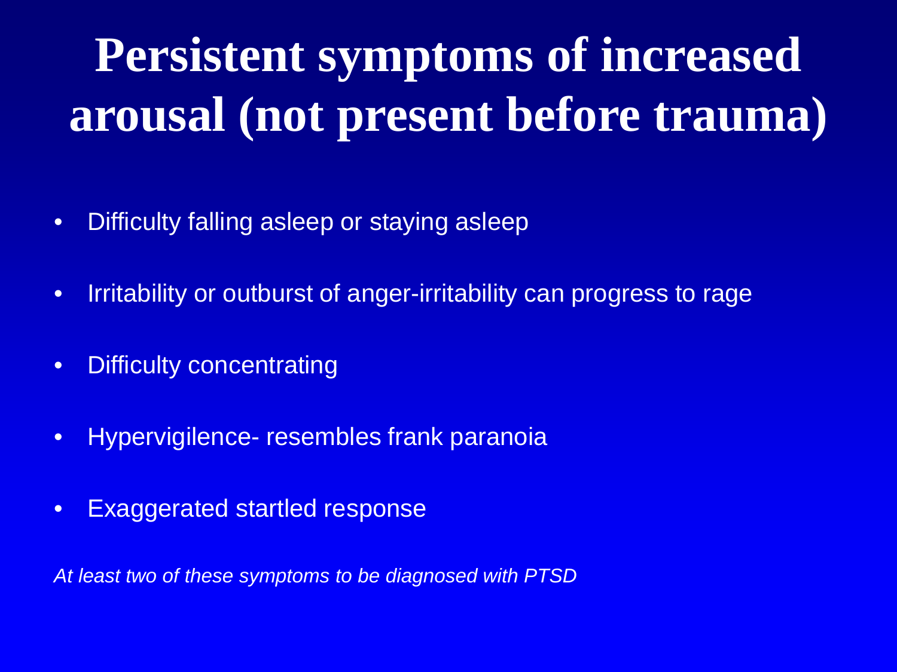# Persistent symptoms of increased arousal (not present before trauma)

- Difficulty falling asleep or staying asleep
- Irritability or outburst of anger-irritability can progress to rage
- Difficulty concentrating
- Hypervigilence- resembles frank paranoia
- Exaggerated startled response

*At least two of these symptoms to be diagnosed with PTSD*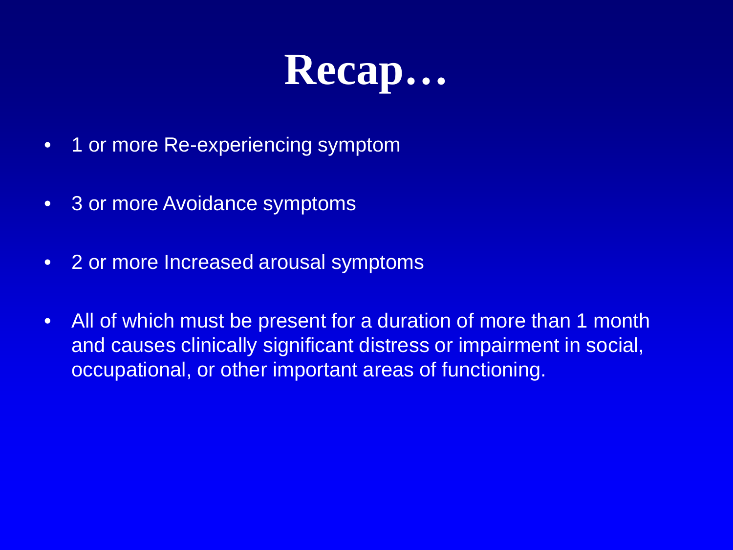# Recap…

- 1 or more Re-experiencing symptom
- 3 or more Avoidance symptoms
- 2 or more Increased arousal symptoms
- All of which must be present for a duration of more than 1 month and causes clinically significant distress or impairment in social, occupational, or other important areas of functioning.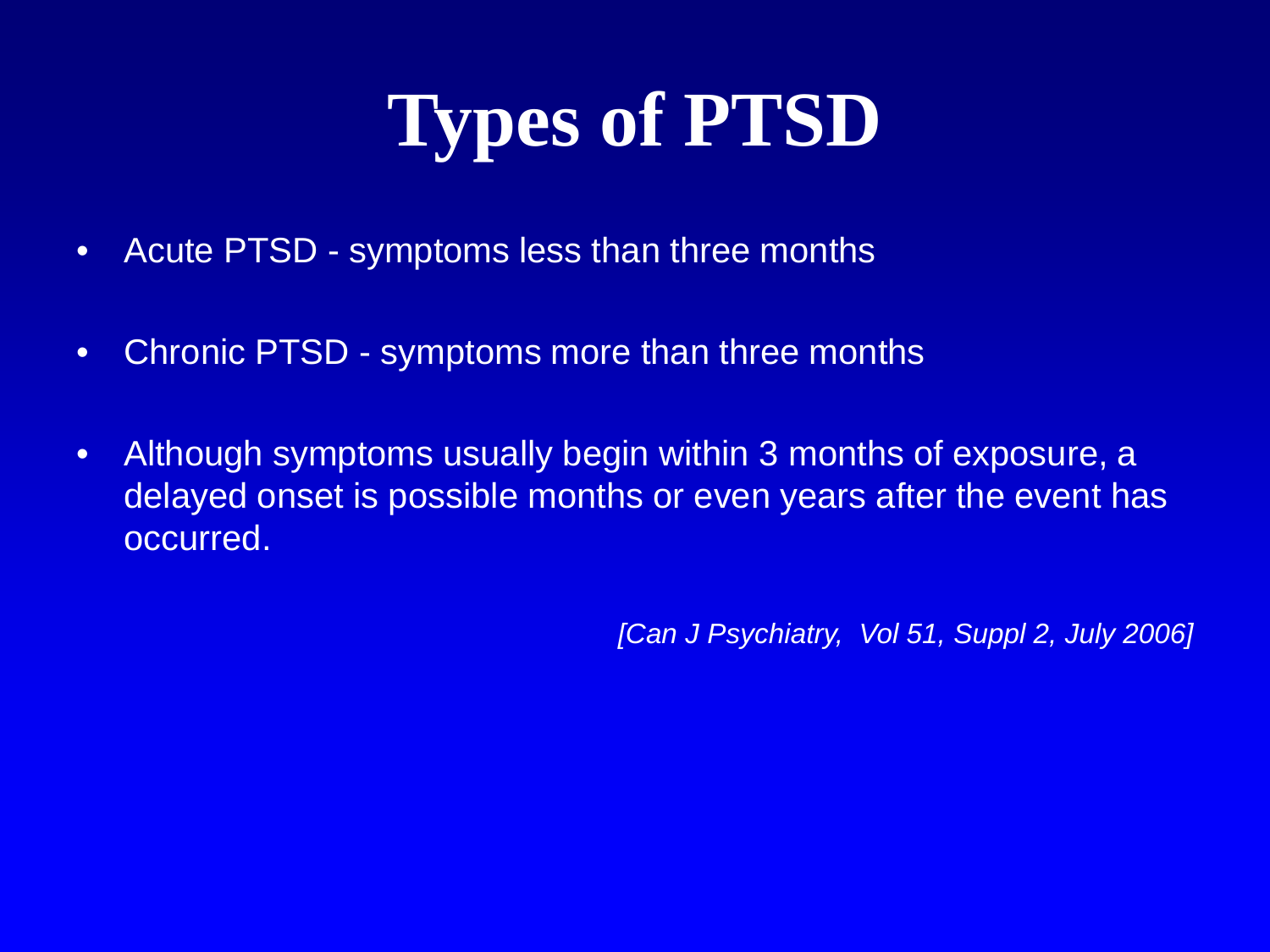# Types of PTSD

- Acute PTSD - symptoms less than three months
- Chronic PTSD - symptoms more than three months
- Although symptoms usually begin within 3 months of exposure, a delayed onset is possible months or even years after the event has occurred.

*[Can J Psychiatry, Vol 51, Suppl 2, July 2006]*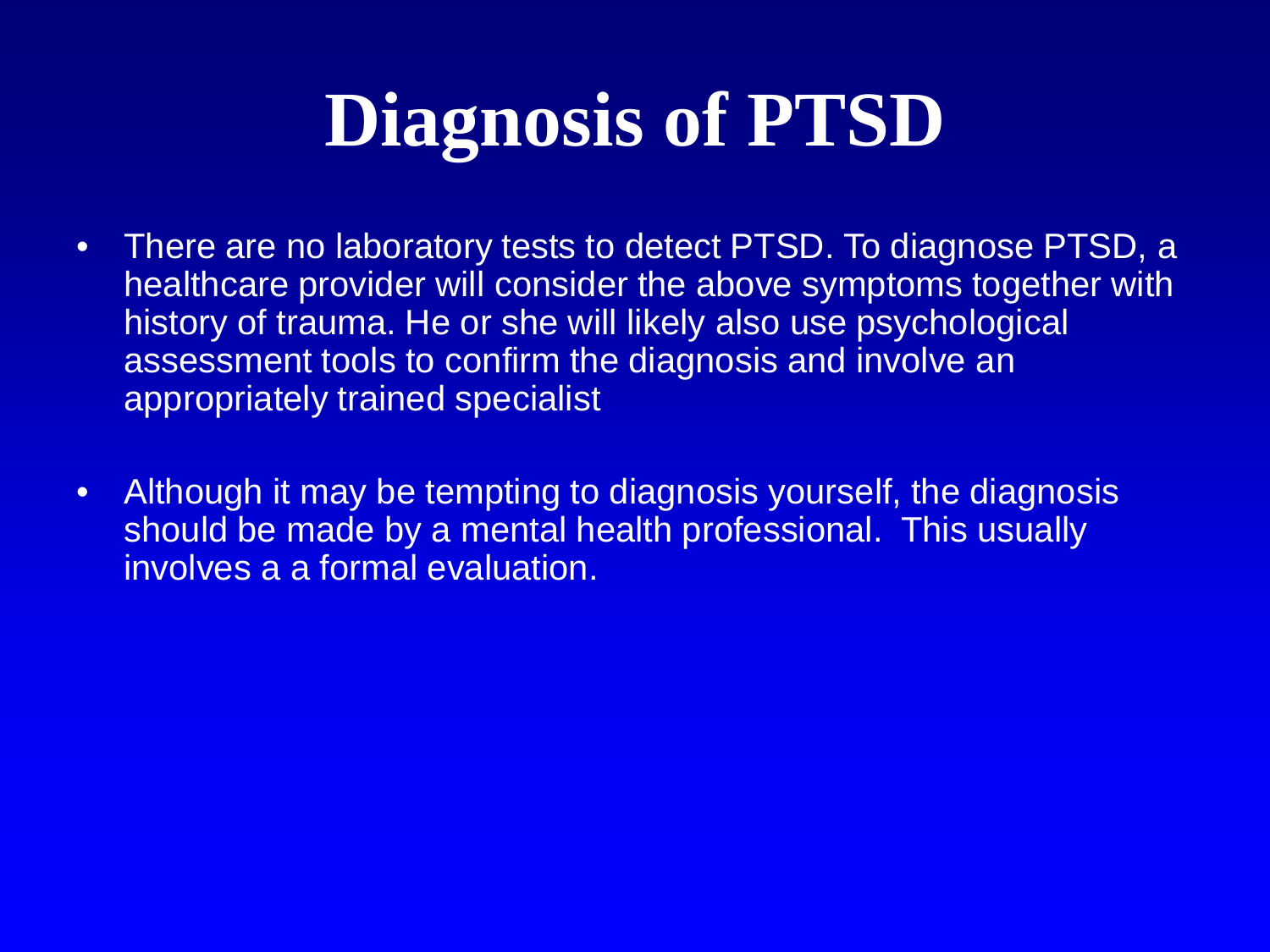# Diagnosis of PTSD

- There are no laboratory tests to detect PTSD. To diagnose PTSD, a healthcare provider will consider the above symptoms together with history of trauma. He or she will likely also use psychological assessment tools to confirm the diagnosis and involve an appropriately trained specialist

- Although it may be tempting to diagnosis yourself, the diagnosis should be made by a mental health professional. This usually involves a a formal evaluation.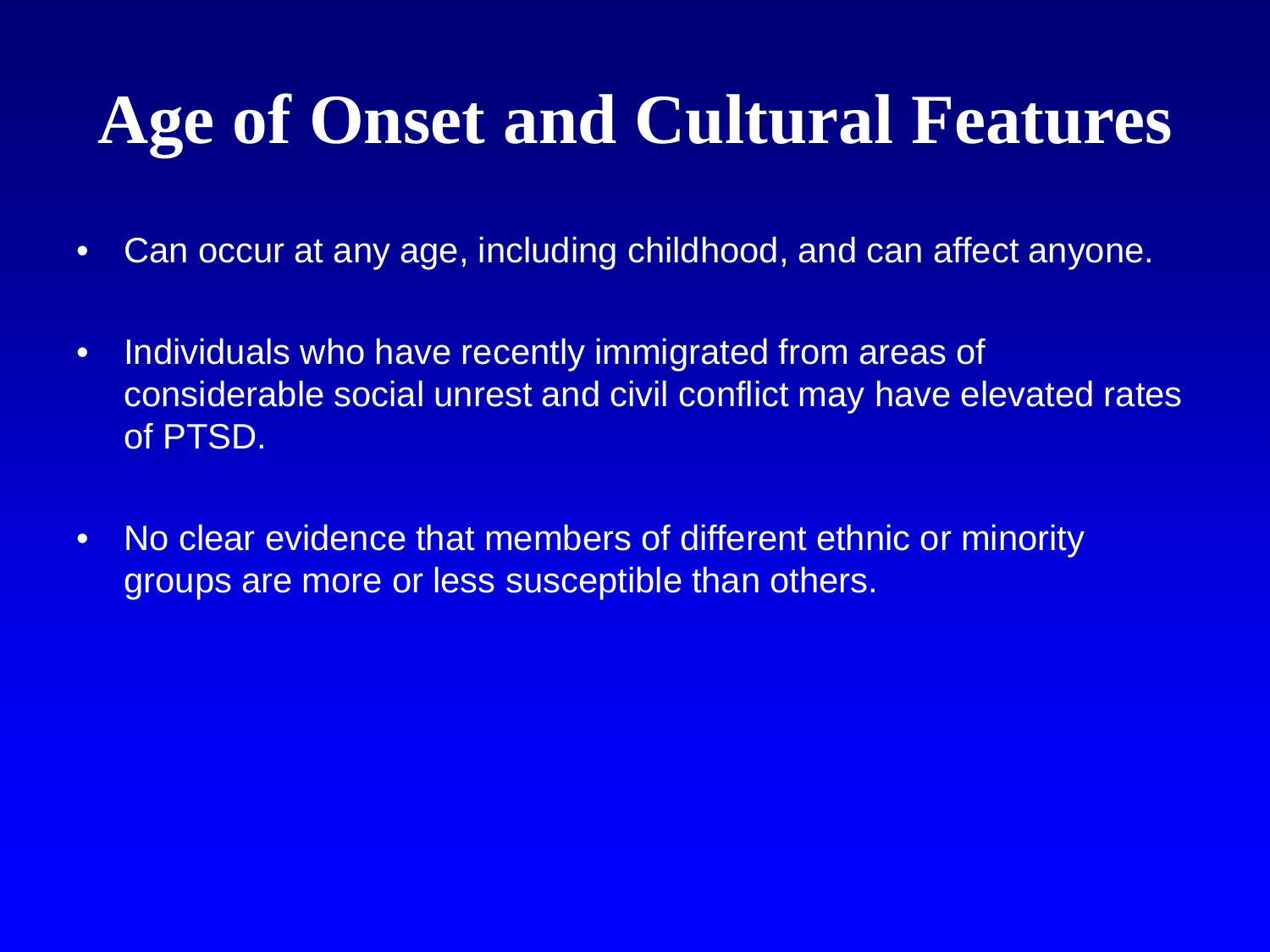# Age of Onset and Cultural Features

- Can occur at any age, including childhood, and can affect anyone.
- Individuals who have recently immigrated from areas of considerable social unrest and civil conflict may have elevated rates of PTSD.
- No clear evidence that members of different ethnic or minority groups are more or less susceptible than others.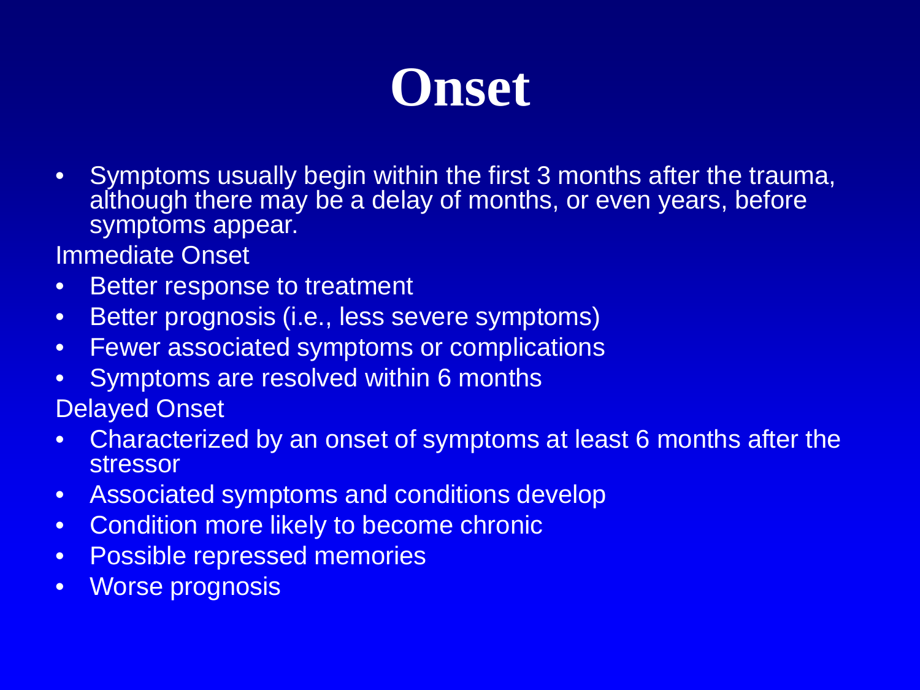# Onset

- Symptoms usually begin within the first 3 months after the trauma, although there may be a delay of months, or even years, before symptoms appear.

Immediate Onset

- Better response to treatment
- Better prognosis (i.e., less severe symptoms)
- Fewer associated symptoms or complications
- Symptoms are resolved within 6 months

Delayed Onset

- Characterized by an onset of symptoms at least 6 months after the stressor
- Associated symptoms and conditions develop
- Condition more likely to become chronic
- Possible repressed memories
- Worse prognosis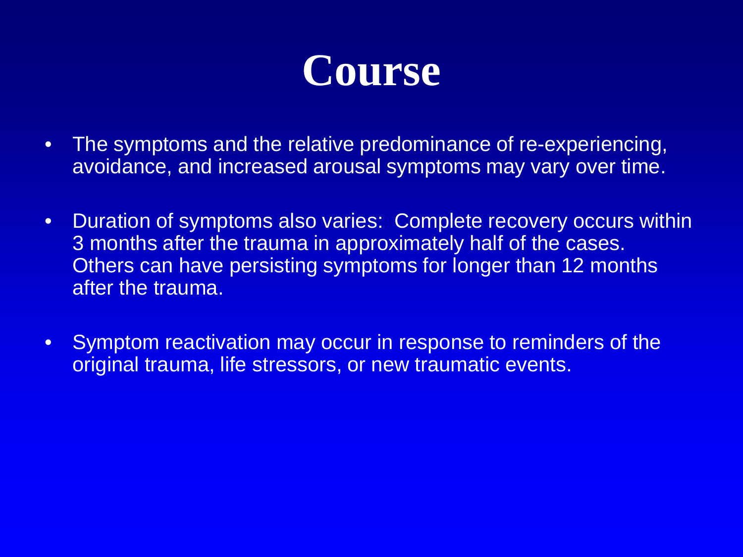# Course

- The symptoms and the relative predominance of re-experiencing, avoidance, and increased arousal symptoms may vary over time.
- Duration of symptoms also varies: Complete recovery occurs within 3 months after the trauma in approximately half of the cases. Others can have persisting symptoms for longer than 12 months after the trauma.
- Symptom reactivation may occur in response to reminders of the original trauma, life stressors, or new traumatic events.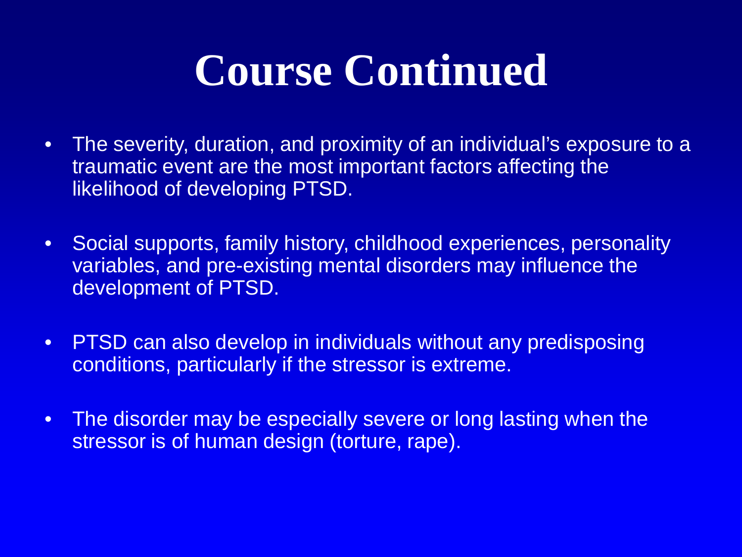# Course Continued

- The severity, duration, and proximity of an individual's exposure to a traumatic event are the most important factors affecting the likelihood of developing PTSD.
- Social supports, family history, childhood experiences, personality variables, and pre-existing mental disorders may influence the development of PTSD.
- PTSD can also develop in individuals without any predisposing conditions, particularly if the stressor is extreme.
- The disorder may be especially severe or long lasting when the stressor is of human design (torture, rape).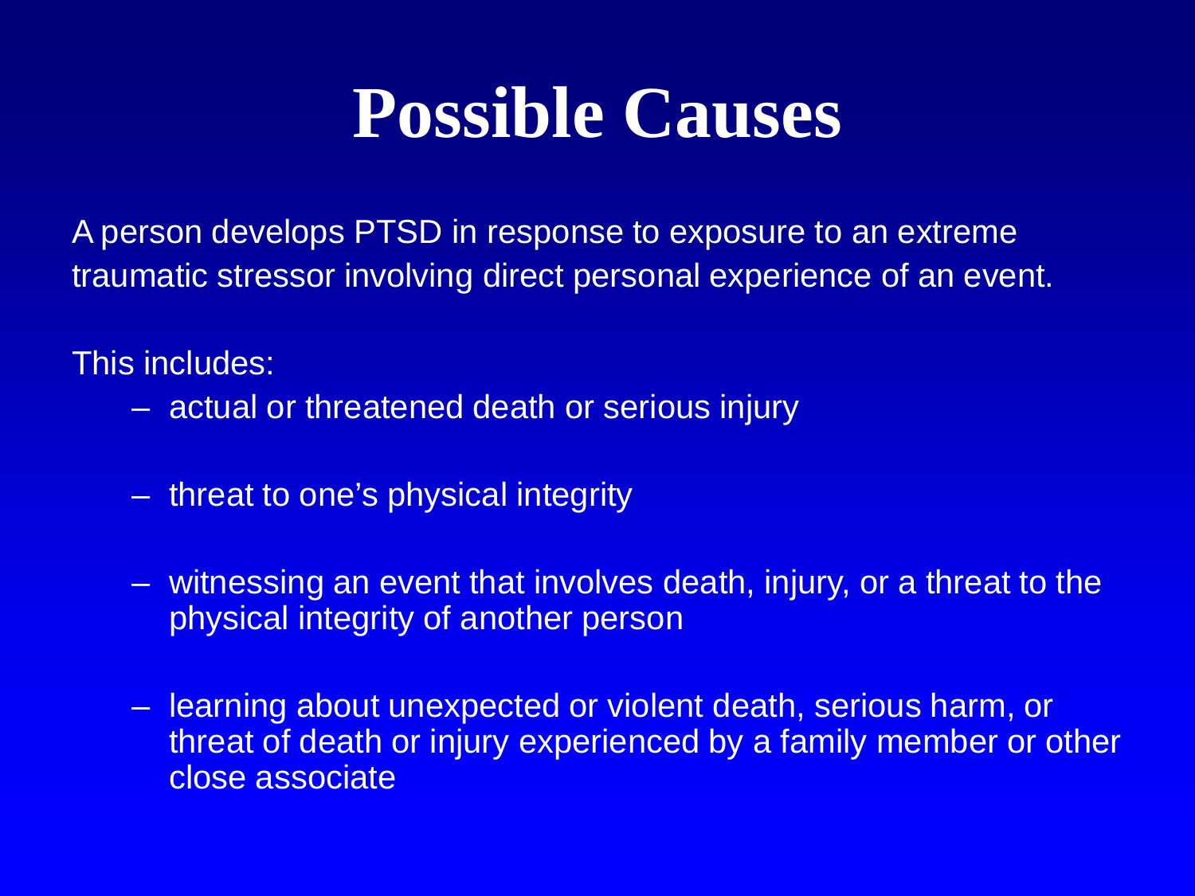# Possible Causes

A person develops PTSD in response to exposure to an extreme traumatic stressor involving direct personal experience of an event.

This includes:

- actual or threatened death or serious injury
- threat to one's physical integrity
- witnessing an event that involves death, injury, or a threat to the physical integrity of another person
- learning about unexpected or violent death, serious harm, or threat of death or injury experienced by a family member or other close associate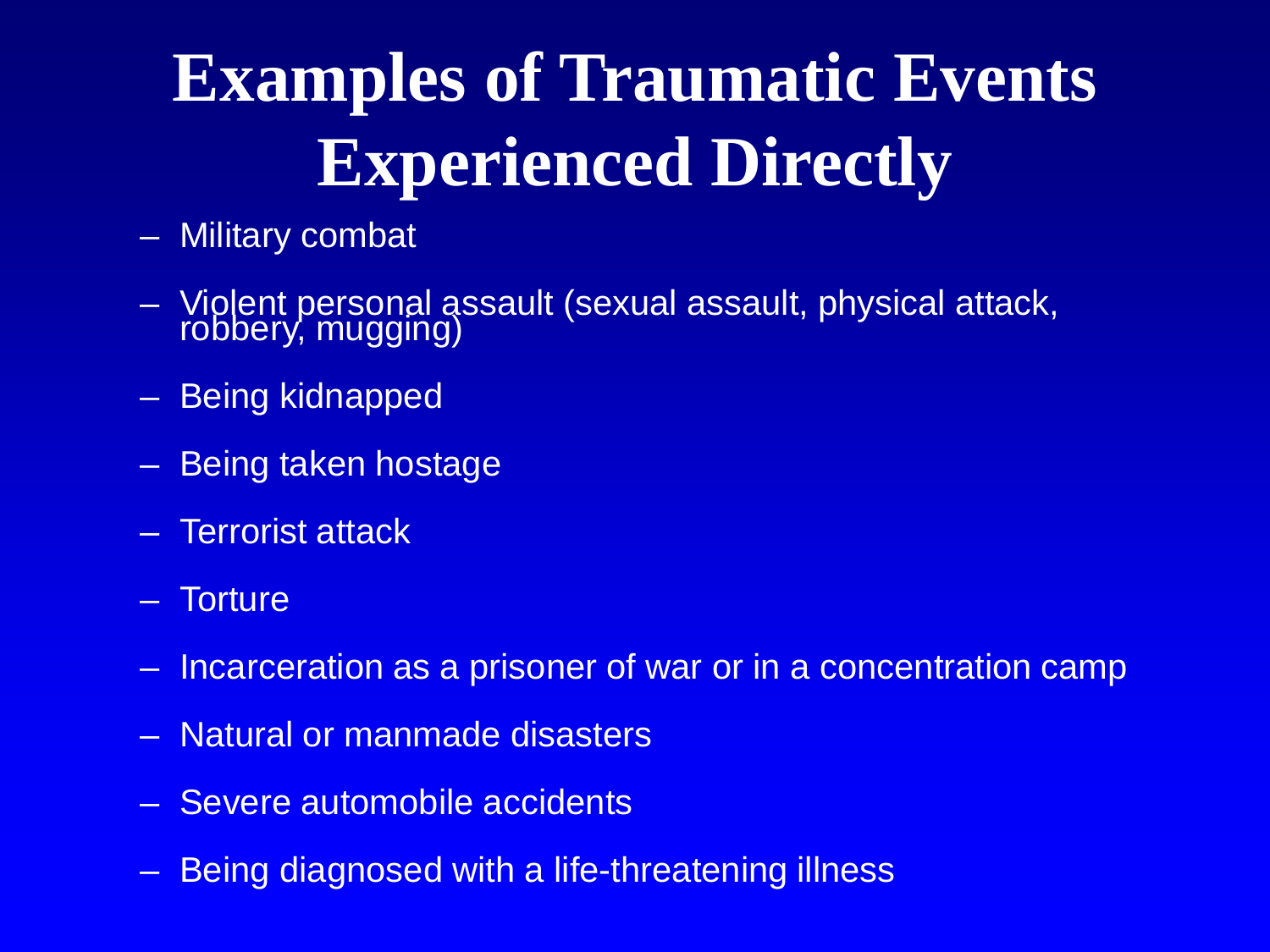# Examples of Traumatic Events Experienced Directly

- Military combat
- Violent personal assault (sexual assault, physical attack, robbery, mugging)
- Being kidnapped
- Being taken hostage
- Terrorist attack
- Torture
- Incarceration as a prisoner of war or in a concentration camp
- Natural or manmade disasters
- Severe automobile accidents
- Being diagnosed with a life-threatening illness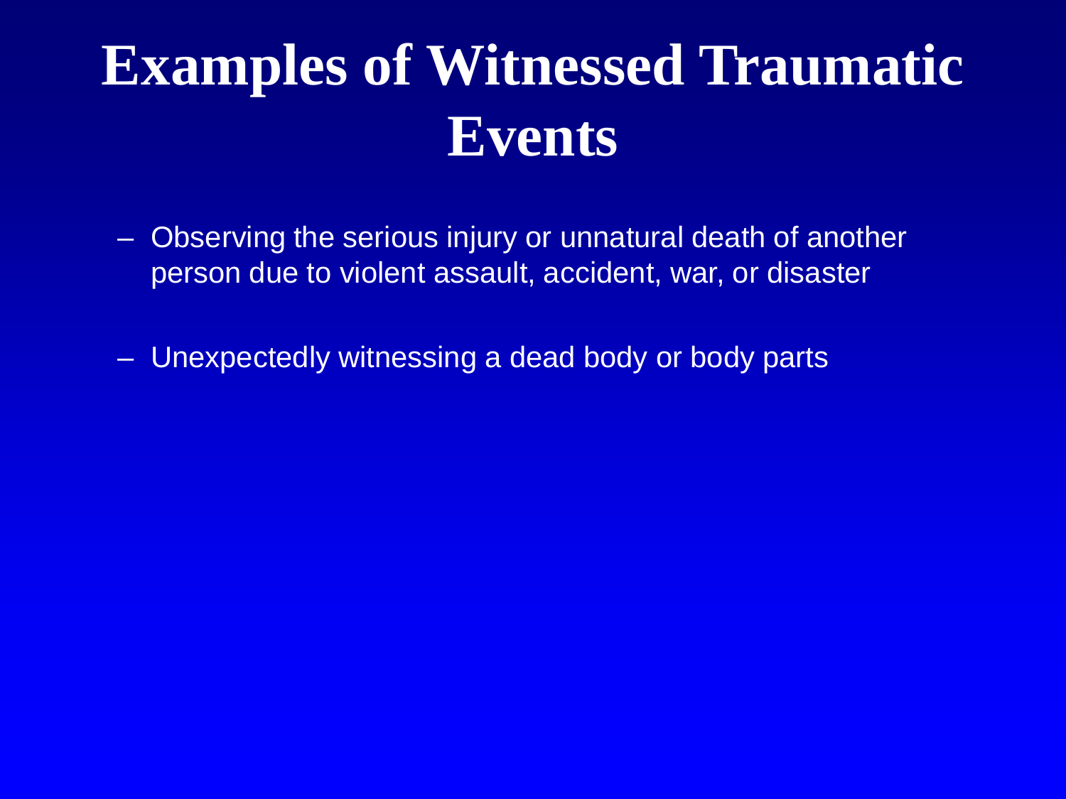# Examples of Witnessed Traumatic Events

- Observing the serious injury or unnatural death of another person due to violent assault, accident, war, or disaster

- Unexpectedly witnessing a dead body or body parts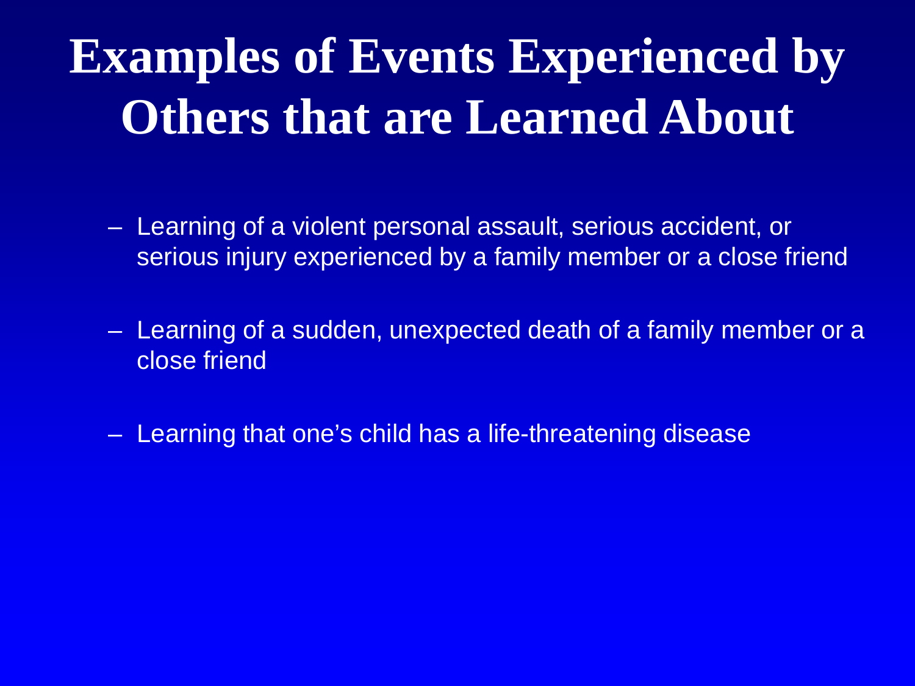# Examples of Events Experienced by Others that are Learned About

- Learning of a violent personal assault, serious accident, or serious injury experienced by a family member or a close friend
- Learning of a sudden, unexpected death of a family member or a close friend
- Learning that one's child has a life-threatening disease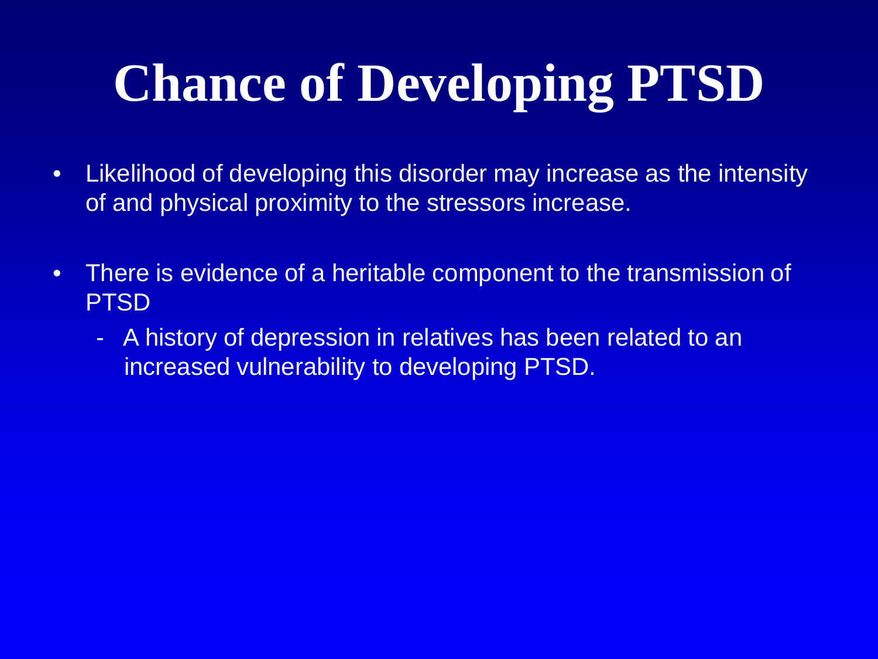# Chance of Developing PTSD

- Likelihood of developing this disorder may increase as the intensity of and physical proximity to the stressors increase.

- There is evidence of a heritable component to the transmission of PTSD
  - A history of depression in relatives has been related to an increased vulnerability to developing PTSD.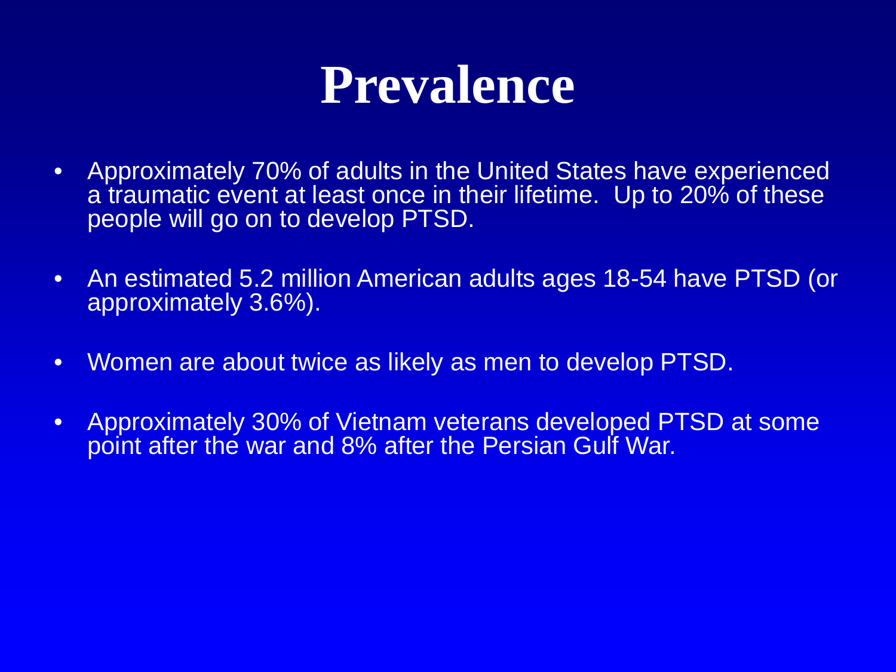# Prevalence

- Approximately 70% of adults in the United States have experienced a traumatic event at least once in their lifetime. Up to 20% of these people will go on to develop PTSD.
- An estimated 5.2 million American adults ages 18-54 have PTSD (or approximately 3.6%).
- Women are about twice as likely as men to develop PTSD.
- Approximately 30% of Vietnam veterans developed PTSD at some point after the war and 8% after the Persian Gulf War.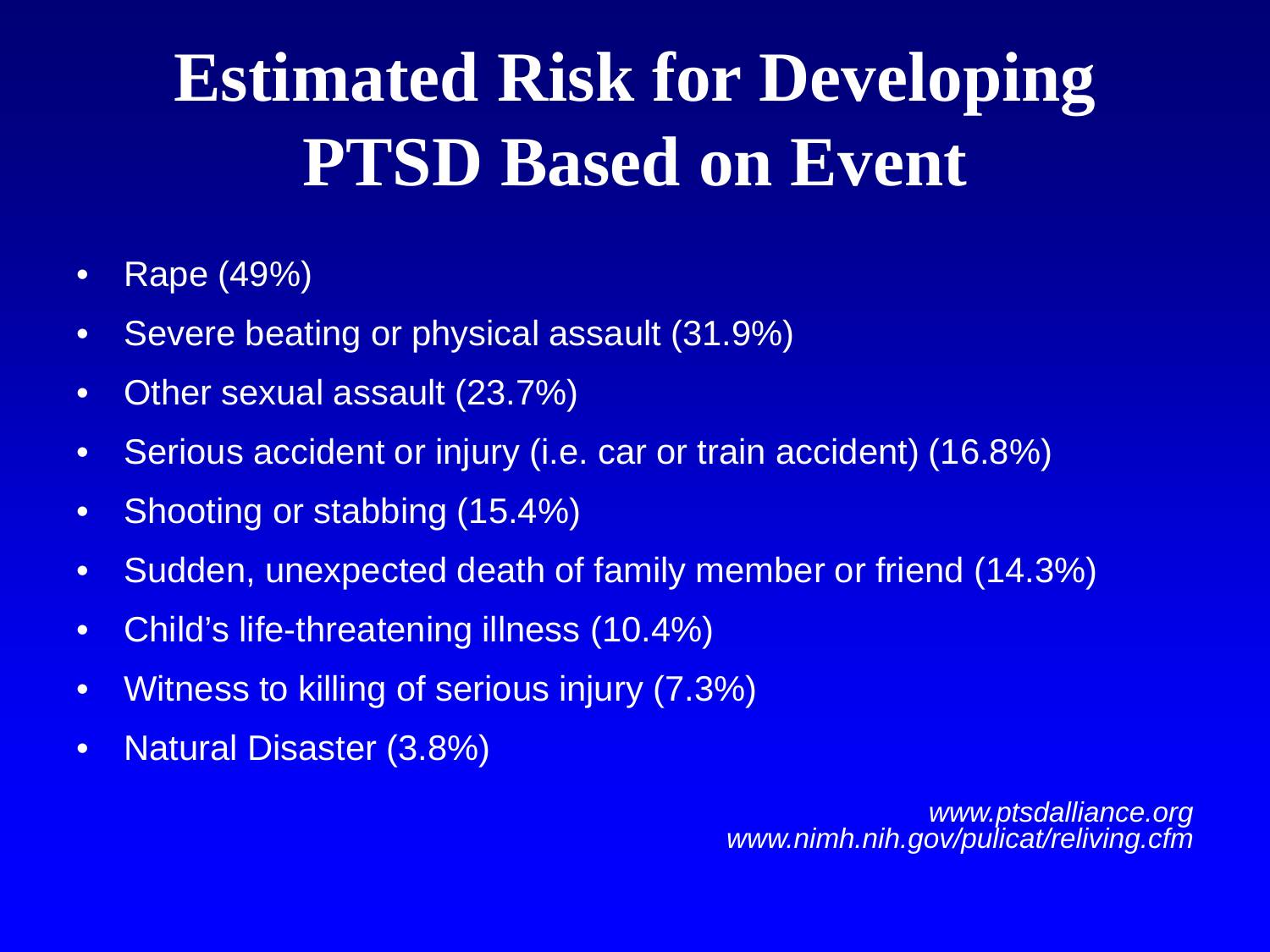# Estimated Risk for Developing PTSD Based on Event

- Rape (49%)
- Severe beating or physical assault (31.9%)
- Other sexual assault (23.7%)
- Serious accident or injury (i.e. car or train accident) (16.8%)
- Shooting or stabbing (15.4%)
- Sudden, unexpected death of family member or friend (14.3%)
- Child's life-threatening illness (10.4%)
- Witness to killing of serious injury (7.3%)
- Natural Disaster (3.8%)

*www.ptsdalliance.org*
*www.nimh.nih.gov/pulicat/reliving.cfm*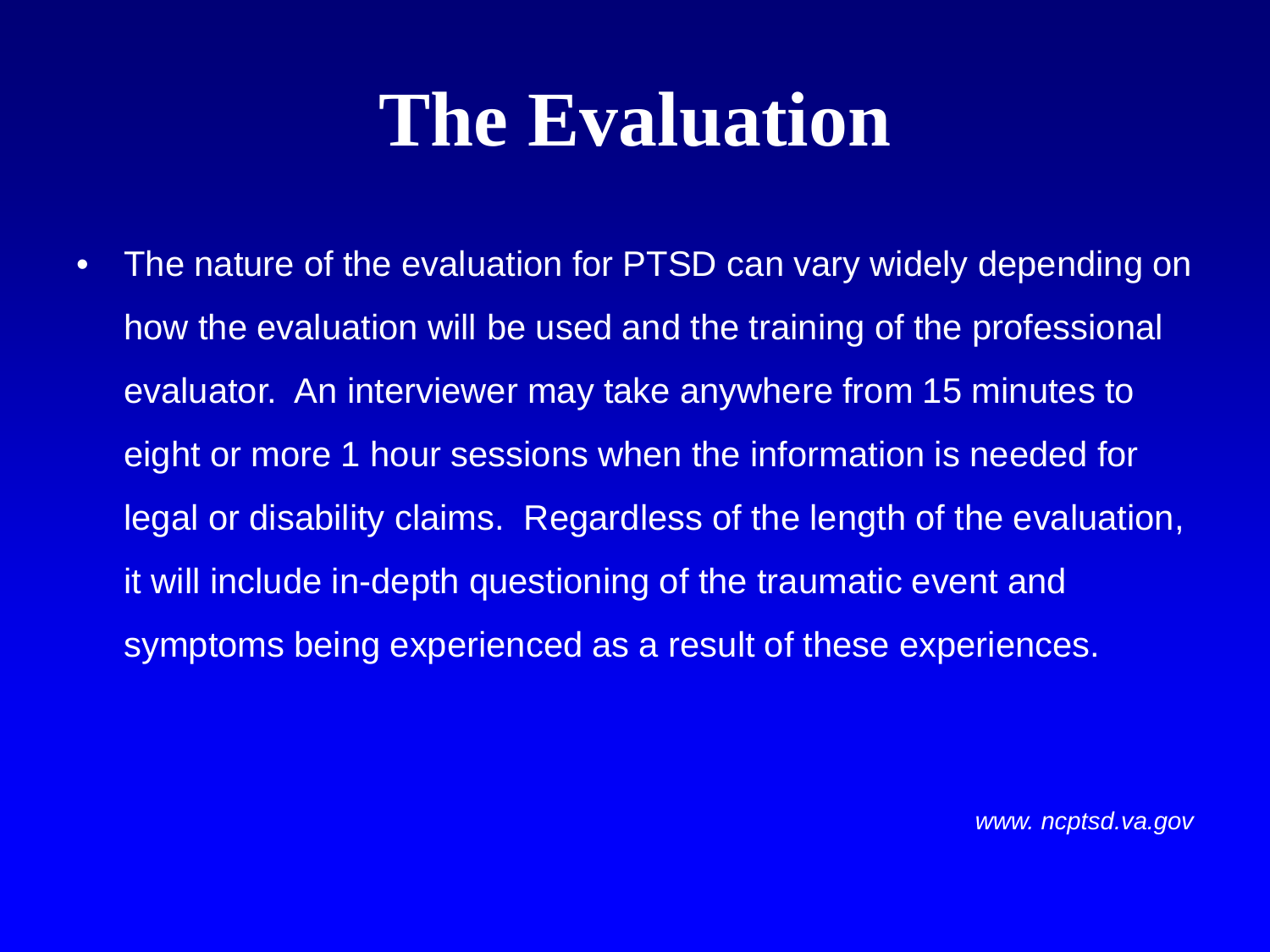# The Evaluation

- The nature of the evaluation for PTSD can vary widely depending on how the evaluation will be used and the training of the professional evaluator. An interviewer may take anywhere from 15 minutes to eight or more 1 hour sessions when the information is needed for legal or disability claims. Regardless of the length of the evaluation, it will include in-depth questioning of the traumatic event and symptoms being experienced as a result of these experiences.

*www. ncptsd.va.gov*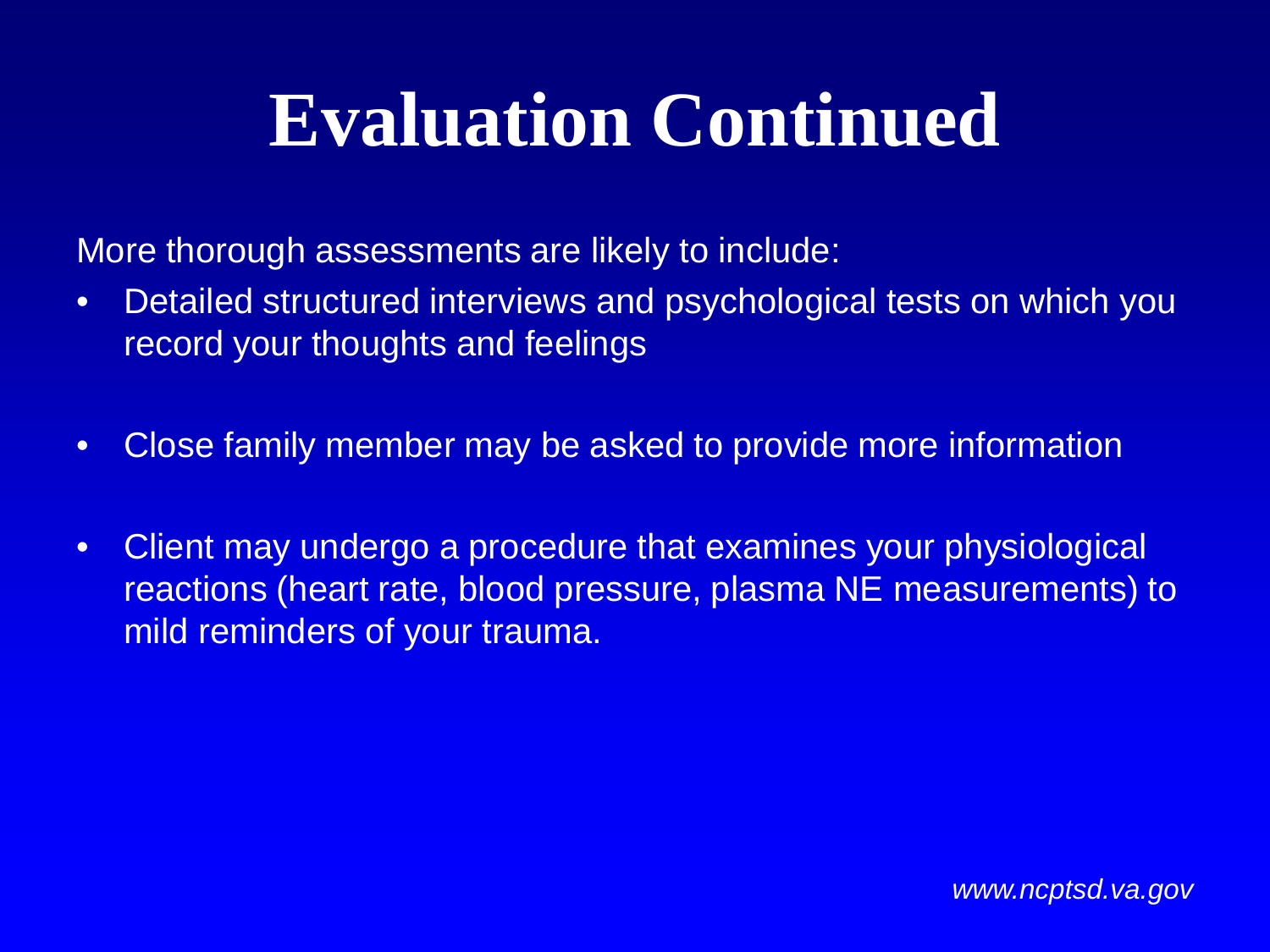# Evaluation Continued

More thorough assessments are likely to include:

- Detailed structured interviews and psychological tests on which you record your thoughts and feelings
- Close family member may be asked to provide more information
- Client may undergo a procedure that examines your physiological reactions (heart rate, blood pressure, plasma NE measurements) to mild reminders of your trauma.

*www.ncptsd.va.gov*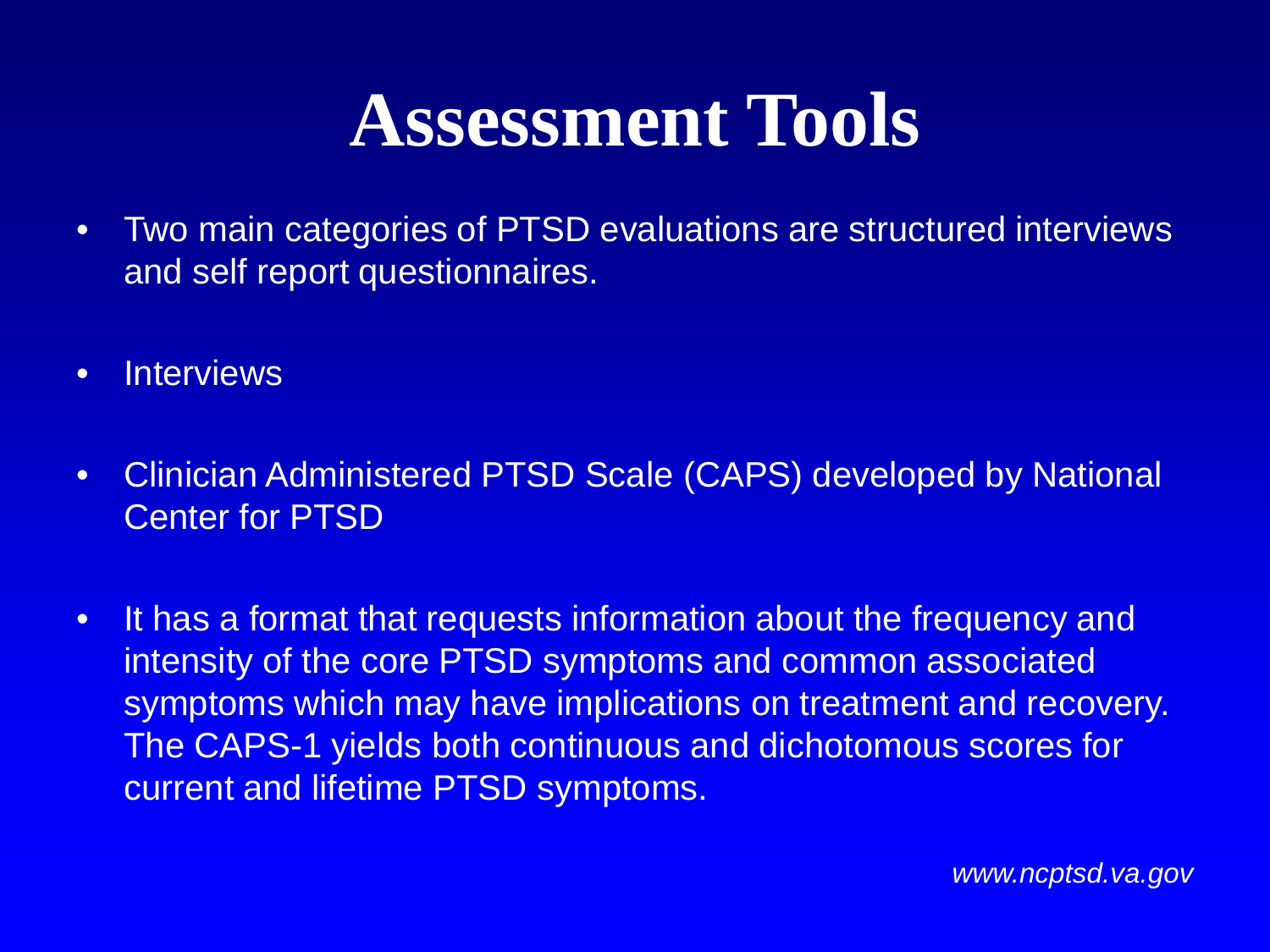# Assessment Tools

- Two main categories of PTSD evaluations are structured interviews and self report questionnaires.
- Interviews
- Clinician Administered PTSD Scale (CAPS) developed by National Center for PTSD
- It has a format that requests information about the frequency and intensity of the core PTSD symptoms and common associated symptoms which may have implications on treatment and recovery. The CAPS-1 yields both continuous and dichotomous scores for current and lifetime PTSD symptoms.

*www.ncptsd.va.gov*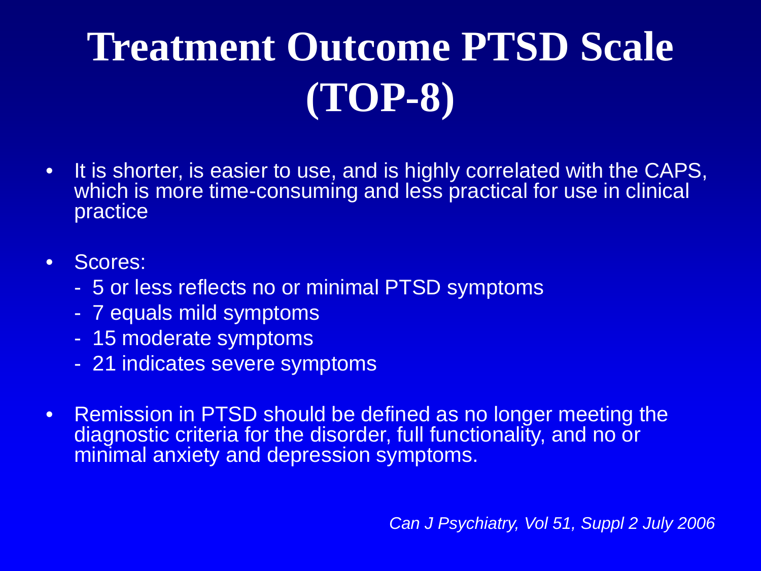# Treatment Outcome PTSD Scale (TOP-8)

- It is shorter, is easier to use, and is highly correlated with the CAPS, which is more time-consuming and less practical for use in clinical practice
- Scores:
  - 5 or less reflects no or minimal PTSD symptoms
  - 7 equals mild symptoms
  - 15 moderate symptoms
  - 21 indicates severe symptoms
- Remission in PTSD should be defined as no longer meeting the diagnostic criteria for the disorder, full functionality, and no or minimal anxiety and depression symptoms.

*Can J Psychiatry, Vol 51, Suppl 2 July 2006*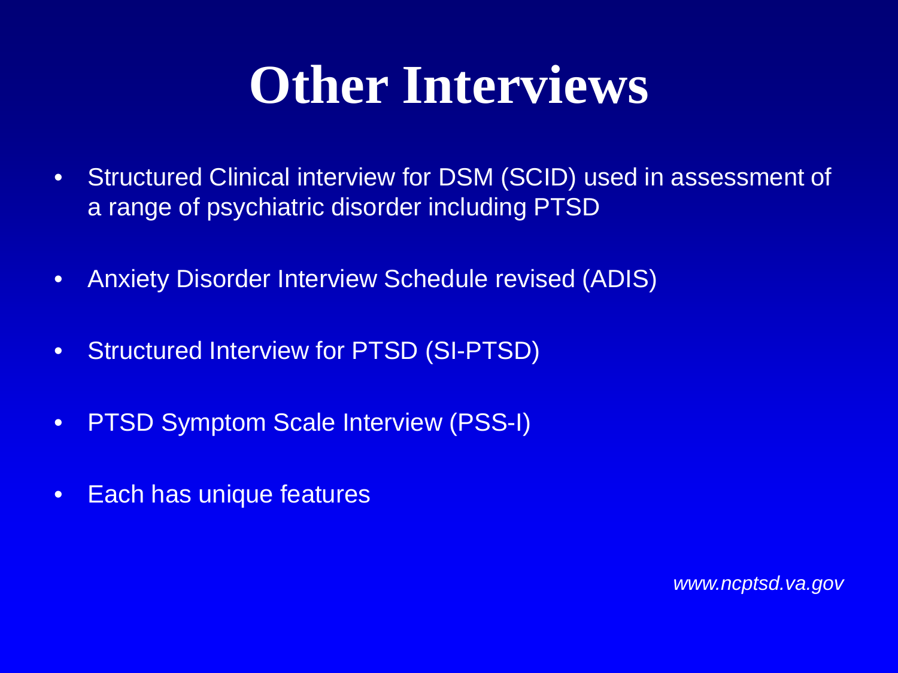# Other Interviews

- Structured Clinical interview for DSM (SCID) used in assessment of a range of psychiatric disorder including PTSD
- Anxiety Disorder Interview Schedule revised (ADIS)
- Structured Interview for PTSD (SI-PTSD)
- PTSD Symptom Scale Interview (PSS-I)
- Each has unique features

*www.ncptsd.va.gov*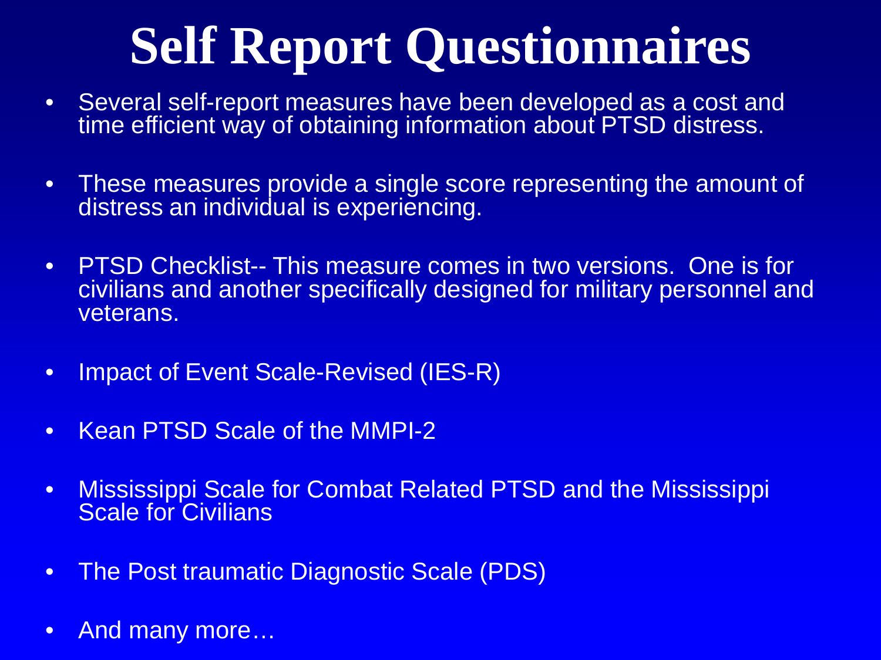# Self Report Questionnaires

- Several self-report measures have been developed as a cost and time efficient way of obtaining information about PTSD distress.
- These measures provide a single score representing the amount of distress an individual is experiencing.
- PTSD Checklist-- This measure comes in two versions. One is for civilians and another specifically designed for military personnel and veterans.
- Impact of Event Scale-Revised (IES-R)
- Kean PTSD Scale of the MMPI-2
- Mississippi Scale for Combat Related PTSD and the Mississippi Scale for Civilians
- The Post traumatic Diagnostic Scale (PDS)
- And many more…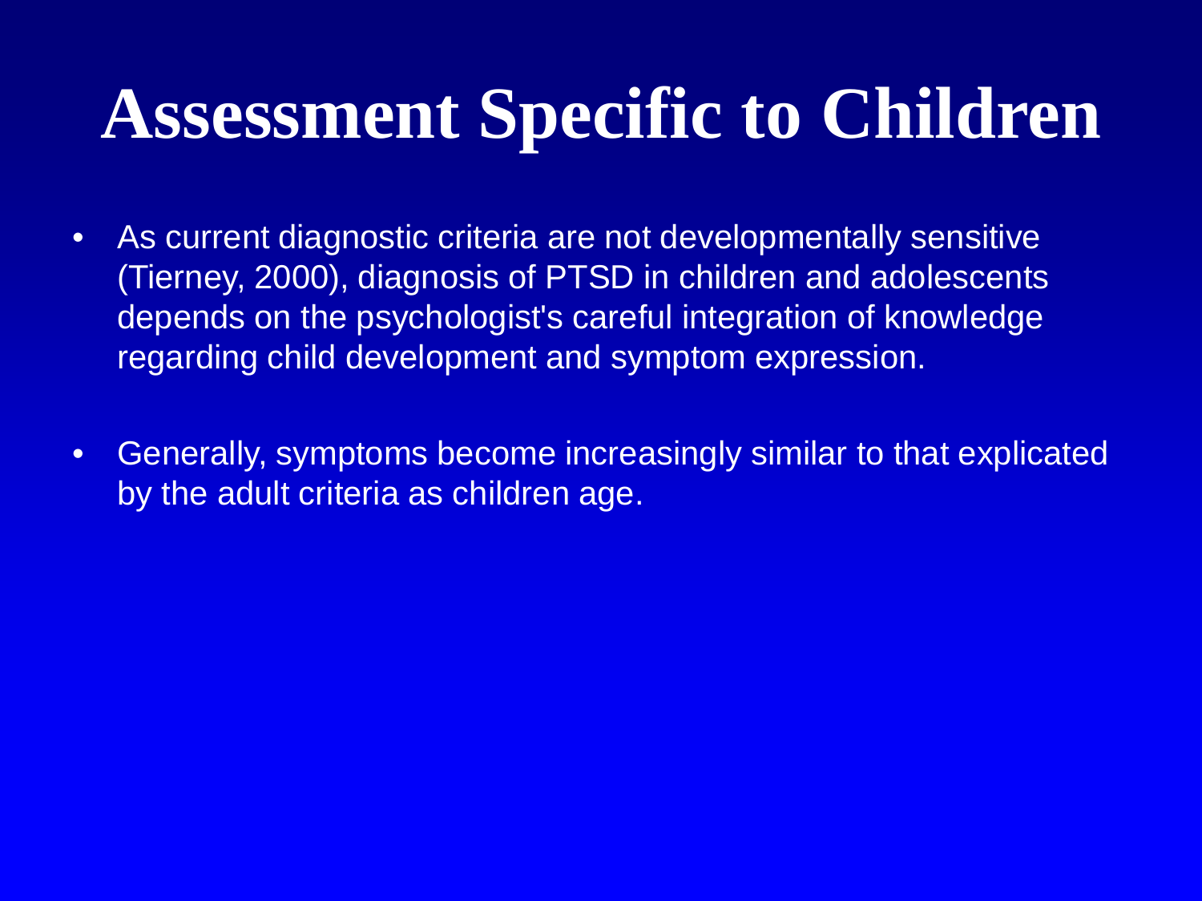# Assessment Specific to Children

- As current diagnostic criteria are not developmentally sensitive (Tierney, 2000), diagnosis of PTSD in children and adolescents depends on the psychologist's careful integration of knowledge regarding child development and symptom expression.
- Generally, symptoms become increasingly similar to that explicated by the adult criteria as children age.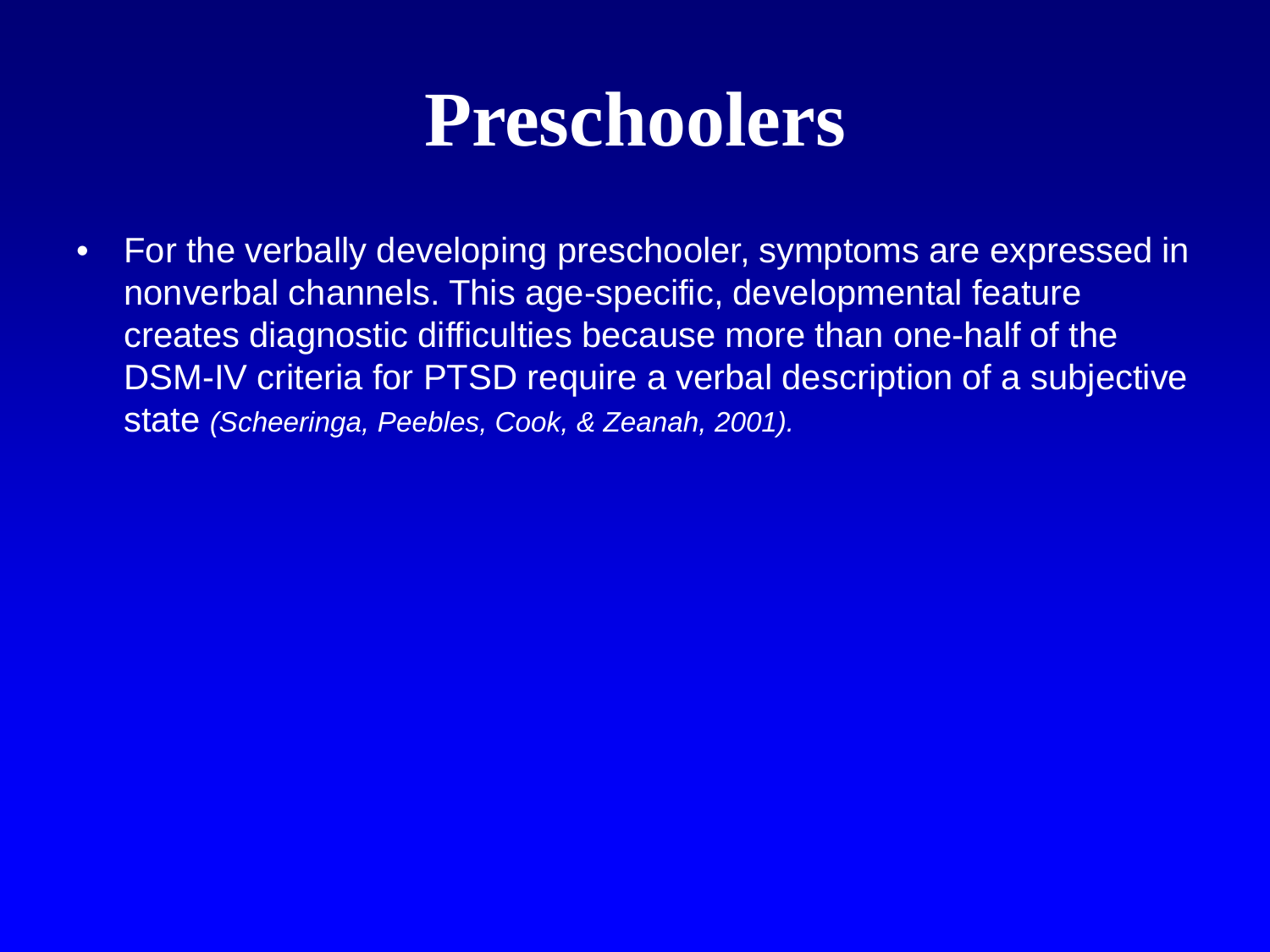# Preschoolers

- For the verbally developing preschooler, symptoms are expressed in nonverbal channels. This age-specific, developmental feature creates diagnostic difficulties because more than one-half of the DSM-IV criteria for PTSD require a verbal description of a subjective state *(Scheeringa, Peebles, Cook, & Zeanah, 2001).*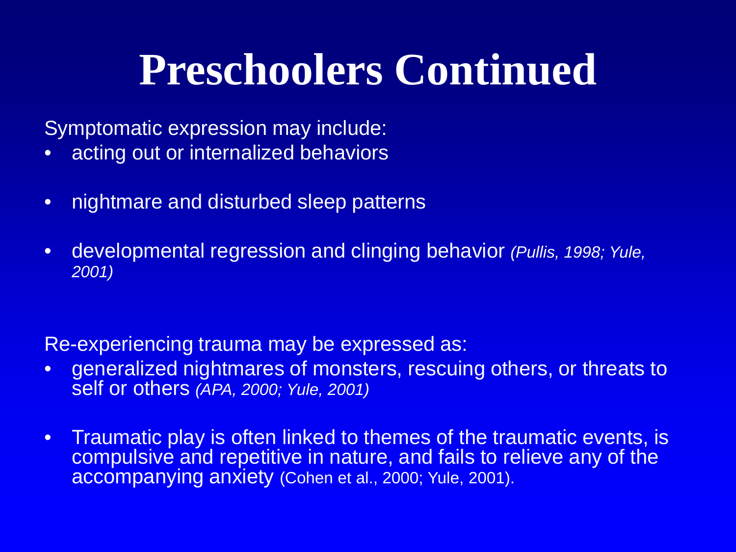# Preschoolers Continued

Symptomatic expression may include:

- acting out or internalized behaviors
- nightmare and disturbed sleep patterns
- developmental regression and clinging behavior *(Pullis, 1998; Yule, 2001)*

Re-experiencing trauma may be expressed as:

- generalized nightmares of monsters, rescuing others, or threats to self or others *(APA, 2000; Yule, 2001)*
- Traumatic play is often linked to themes of the traumatic events, is compulsive and repetitive in nature, and fails to relieve any of the accompanying anxiety (Cohen et al., 2000; Yule, 2001).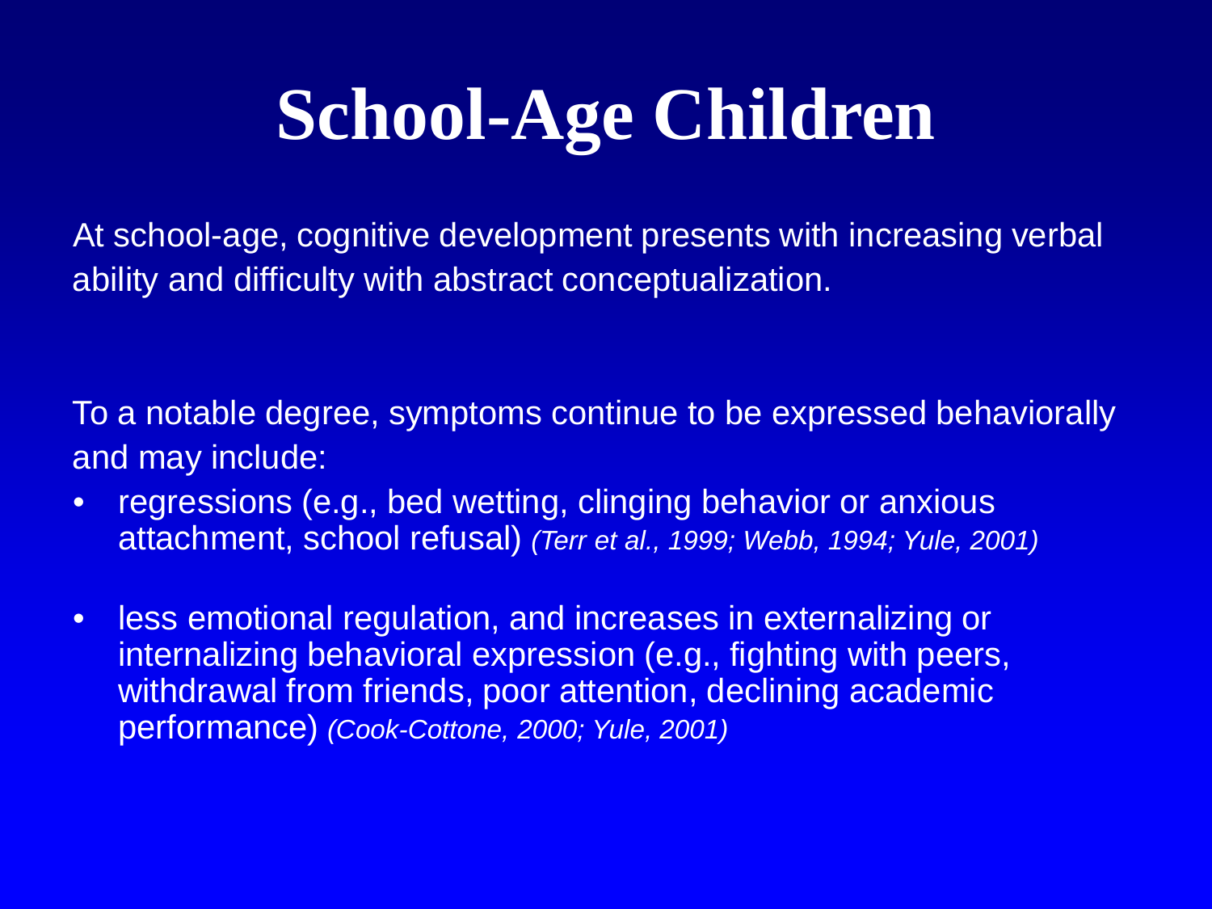# School-Age Children

At school-age, cognitive development presents with increasing verbal ability and difficulty with abstract conceptualization.

To a notable degree, symptoms continue to be expressed behaviorally and may include:

- regressions (e.g., bed wetting, clinging behavior or anxious attachment, school refusal) *(Terr et al., 1999; Webb, 1994; Yule, 2001)*
- less emotional regulation, and increases in externalizing or internalizing behavioral expression (e.g., fighting with peers, withdrawal from friends, poor attention, declining academic performance) *(Cook-Cottone, 2000; Yule, 2001)*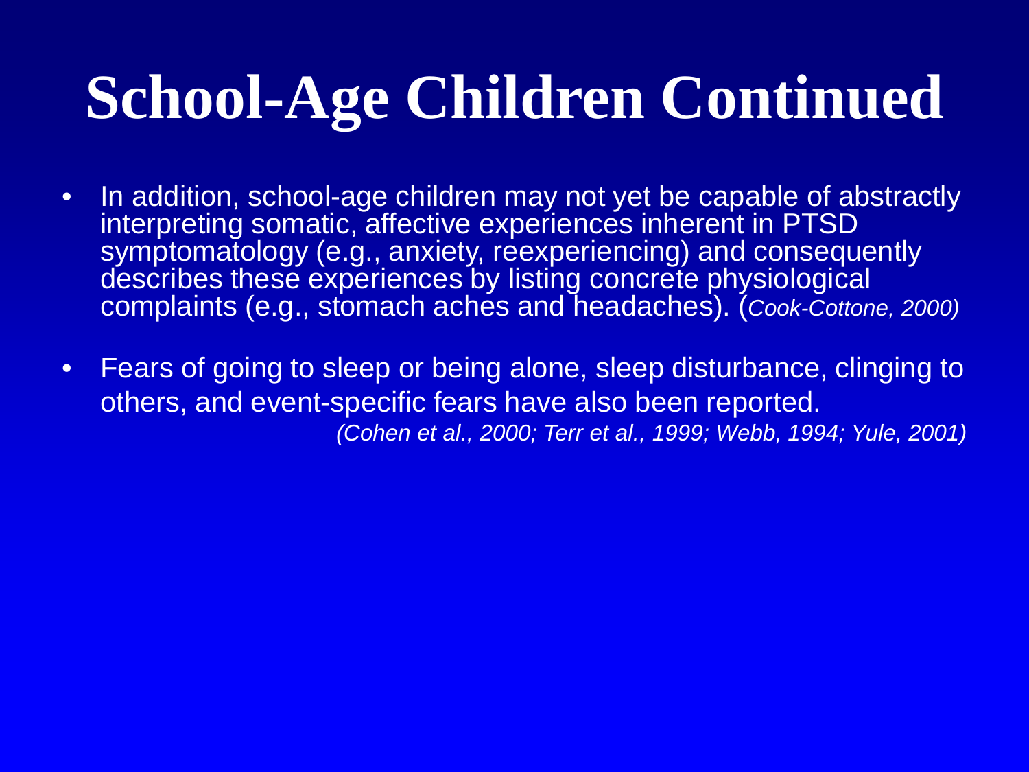# School-Age Children Continued

- In addition, school-age children may not yet be capable of abstractly interpreting somatic, affective experiences inherent in PTSD symptomatology (e.g., anxiety, reexperiencing) and consequently describes these experiences by listing concrete physiological complaints (e.g., stomach aches and headaches). (*Cook-Cottone, 2000)*

- Fears of going to sleep or being alone, sleep disturbance, clinging to others, and event-specific fears have also been reported. *(Cohen et al., 2000; Terr et al., 1999; Webb, 1994; Yule, 2001)*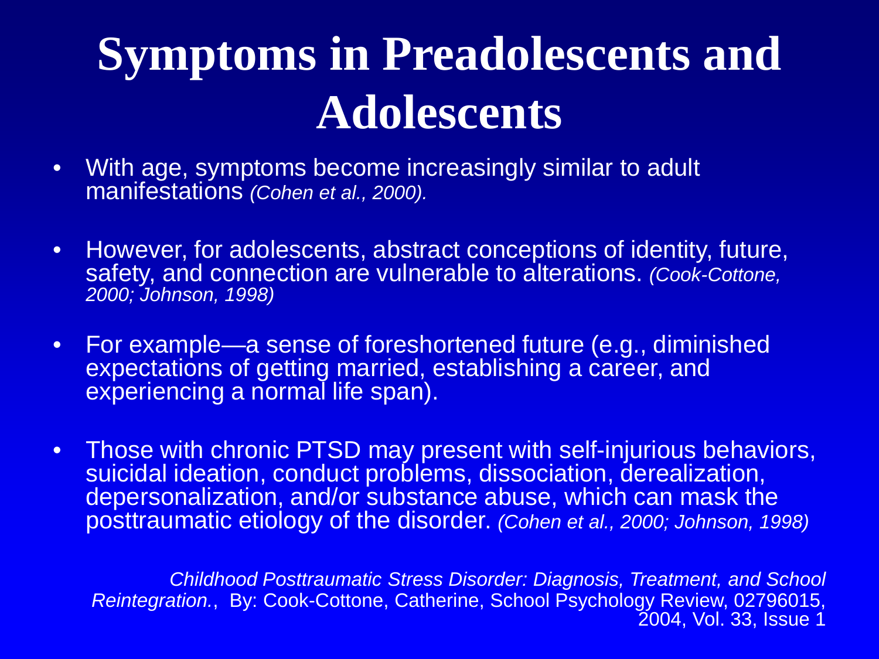# Symptoms in Preadolescents and Adolescents

- With age, symptoms become increasingly similar to adult manifestations *(Cohen et al., 2000).*
- However, for adolescents, abstract conceptions of identity, future, safety, and connection are vulnerable to alterations. *(Cook-Cottone, 2000; Johnson, 1998)*
- For example—a sense of foreshortened future (e.g., diminished expectations of getting married, establishing a career, and experiencing a normal life span).
- Those with chronic PTSD may present with self-injurious behaviors, suicidal ideation, conduct problems, dissociation, derealization, depersonalization, and/or substance abuse, which can mask the posttraumatic etiology of the disorder. *(Cohen et al., 2000; Johnson, 1998)*

*Childhood Posttraumatic Stress Disorder: Diagnosis, Treatment, and School Reintegration.*, By: Cook-Cottone, Catherine, School Psychology Review, 02796015, 2004, Vol. 33, Issue 1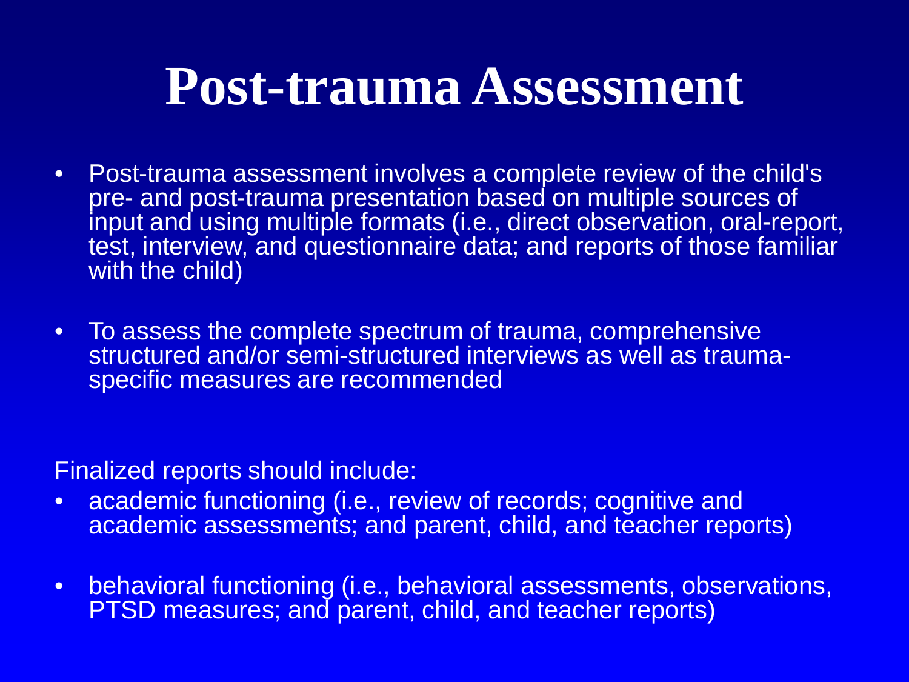# Post-trauma Assessment

- Post-trauma assessment involves a complete review of the child's pre- and post-trauma presentation based on multiple sources of input and using multiple formats (i.e., direct observation, oral-report, test, interview, and questionnaire data; and reports of those familiar with the child)

- To assess the complete spectrum of trauma, comprehensive structured and/or semi-structured interviews as well as trauma-specific measures are recommended

Finalized reports should include:

- academic functioning (i.e., review of records; cognitive and academic assessments; and parent, child, and teacher reports)

- behavioral functioning (i.e., behavioral assessments, observations, PTSD measures; and parent, child, and teacher reports)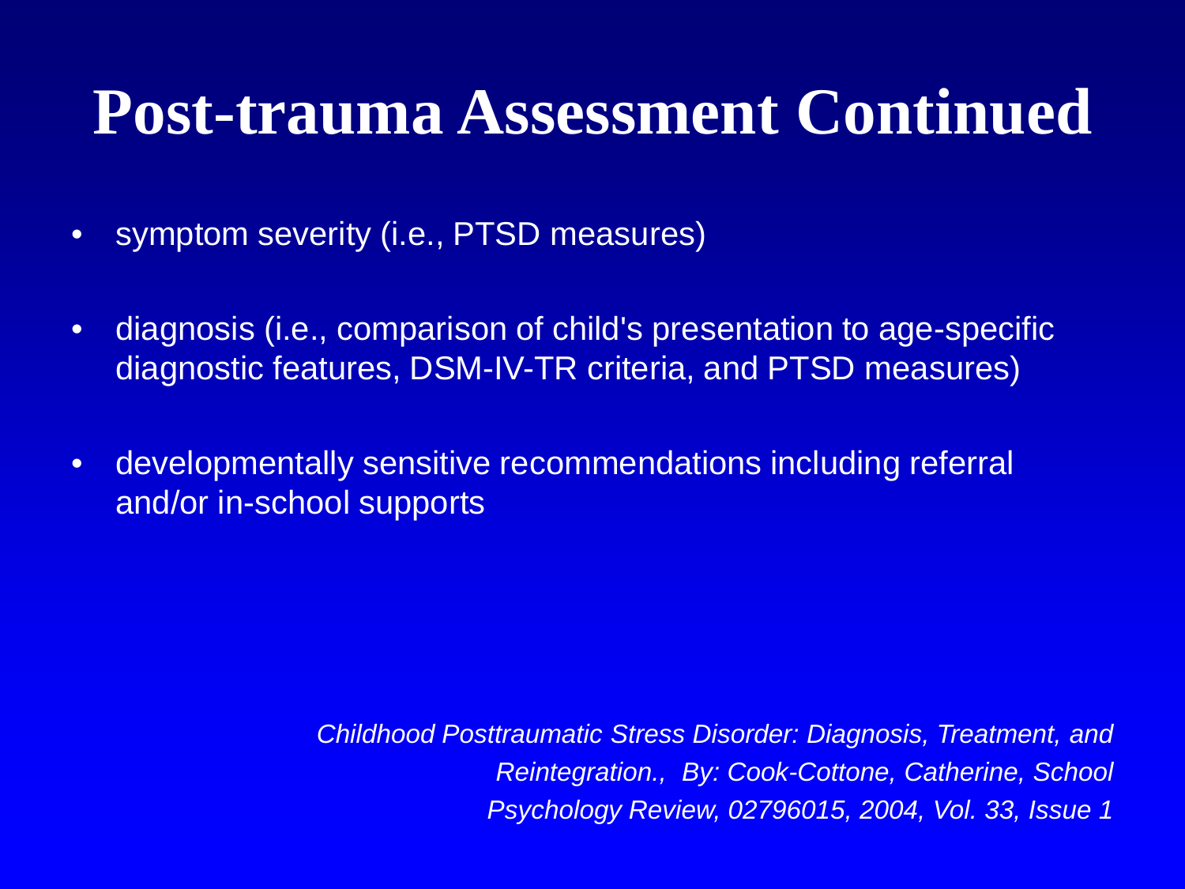# Post-trauma Assessment Continued

- symptom severity (i.e., PTSD measures)
- diagnosis (i.e., comparison of child's presentation to age-specific diagnostic features, DSM-IV-TR criteria, and PTSD measures)
- developmentally sensitive recommendations including referral and/or in-school supports

*Childhood Posttraumatic Stress Disorder: Diagnosis, Treatment, and Reintegration., By: Cook-Cottone, Catherine, School Psychology Review, 02796015, 2004, Vol. 33, Issue 1*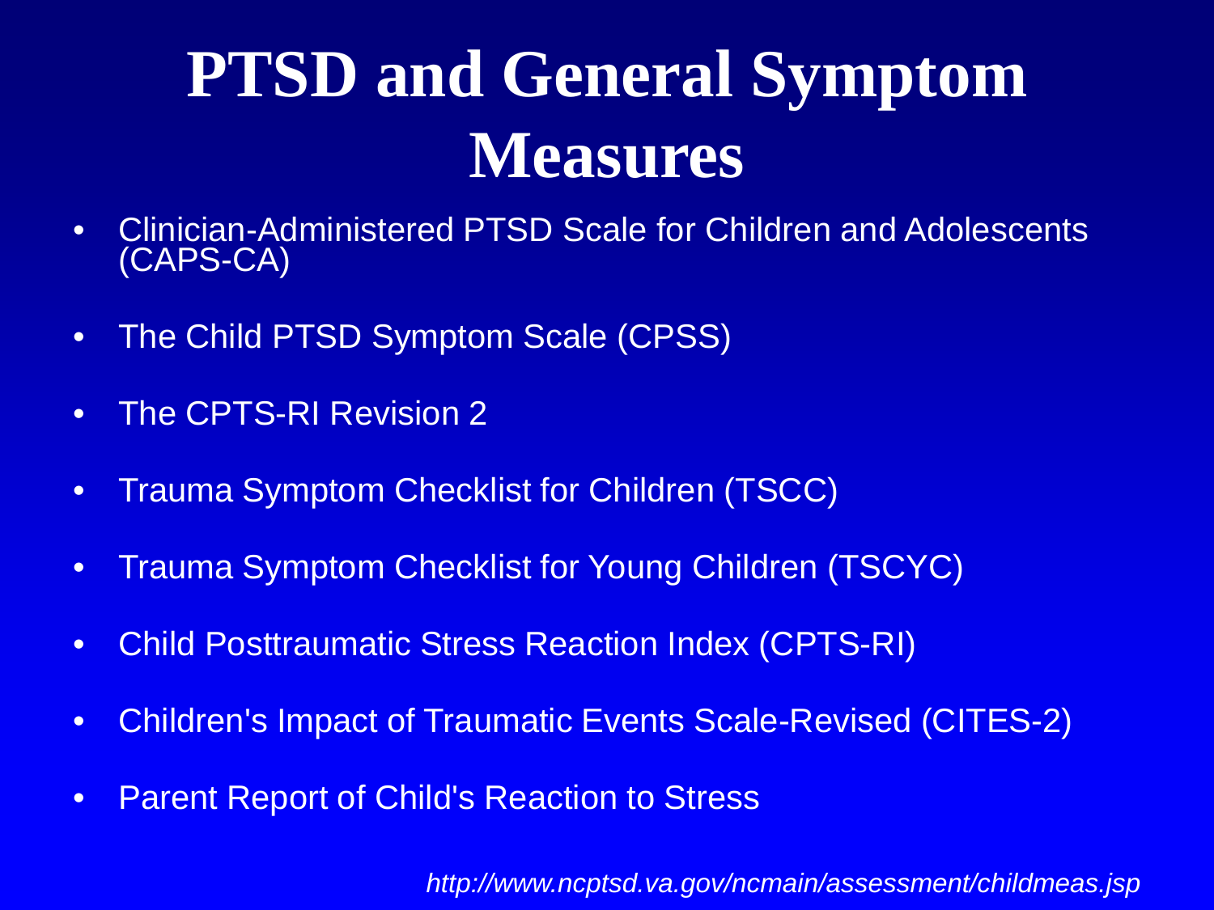# PTSD and General Symptom Measures

- Clinician-Administered PTSD Scale for Children and Adolescents (CAPS-CA)
- The Child PTSD Symptom Scale (CPSS)
- The CPTS-RI Revision 2
- Trauma Symptom Checklist for Children (TSCC)
- Trauma Symptom Checklist for Young Children (TSCYC)
- Child Posttraumatic Stress Reaction Index (CPTS-RI)
- Children's Impact of Traumatic Events Scale-Revised (CITES-2)
- Parent Report of Child's Reaction to Stress

*http://www.ncptsd.va.gov/ncmain/assessment/childmeas.jsp*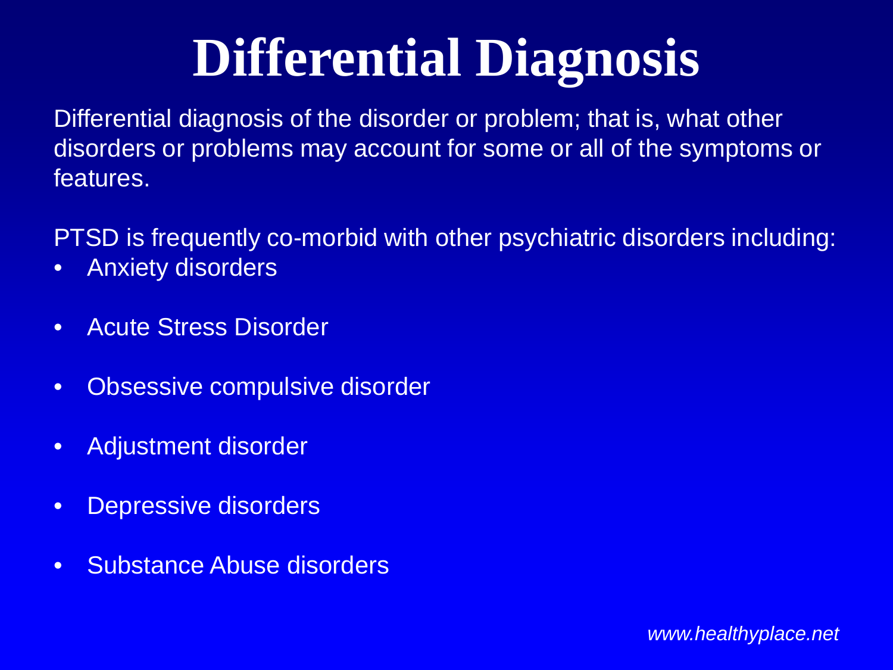# Differential Diagnosis

Differential diagnosis of the disorder or problem; that is, what other disorders or problems may account for some or all of the symptoms or features.

PTSD is frequently co-morbid with other psychiatric disorders including:

- Anxiety disorders
- Acute Stress Disorder
- Obsessive compulsive disorder
- Adjustment disorder
- Depressive disorders
- Substance Abuse disorders

*www.healthyplace.net*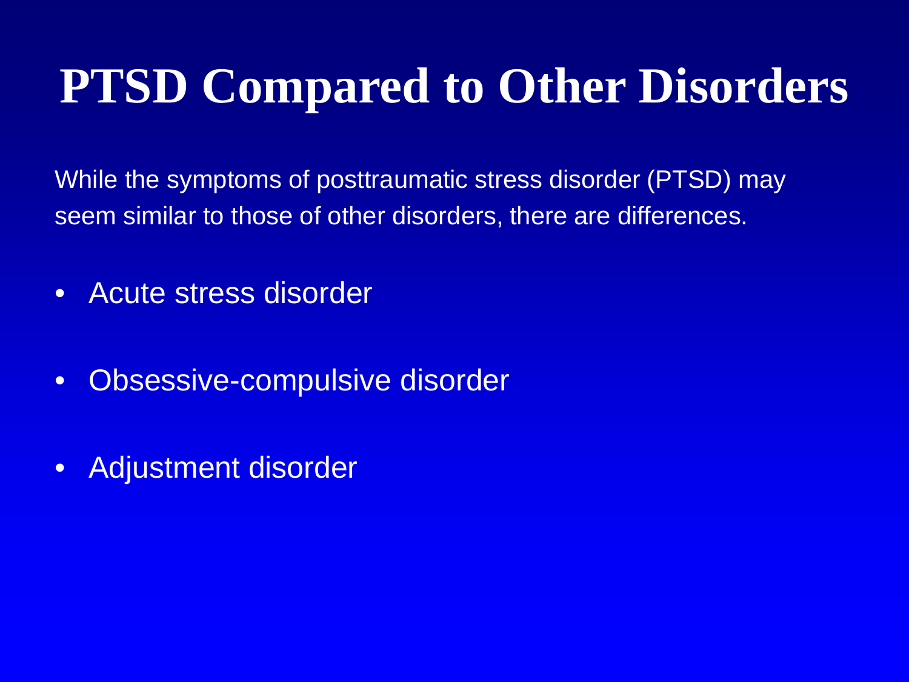# PTSD Compared to Other Disorders

While the symptoms of posttraumatic stress disorder (PTSD) may seem similar to those of other disorders, there are differences.

- Acute stress disorder
- Obsessive-compulsive disorder
- Adjustment disorder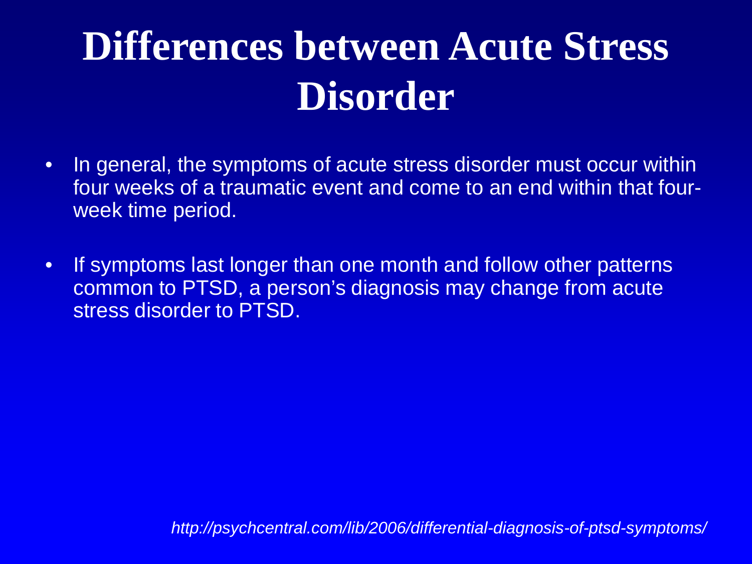# Differences between Acute Stress Disorder

- In general, the symptoms of acute stress disorder must occur within four weeks of a traumatic event and come to an end within that four-week time period.
- If symptoms last longer than one month and follow other patterns common to PTSD, a person's diagnosis may change from acute stress disorder to PTSD.

*http://psychcentral.com/lib/2006/differential-diagnosis-of-ptsd-symptoms/*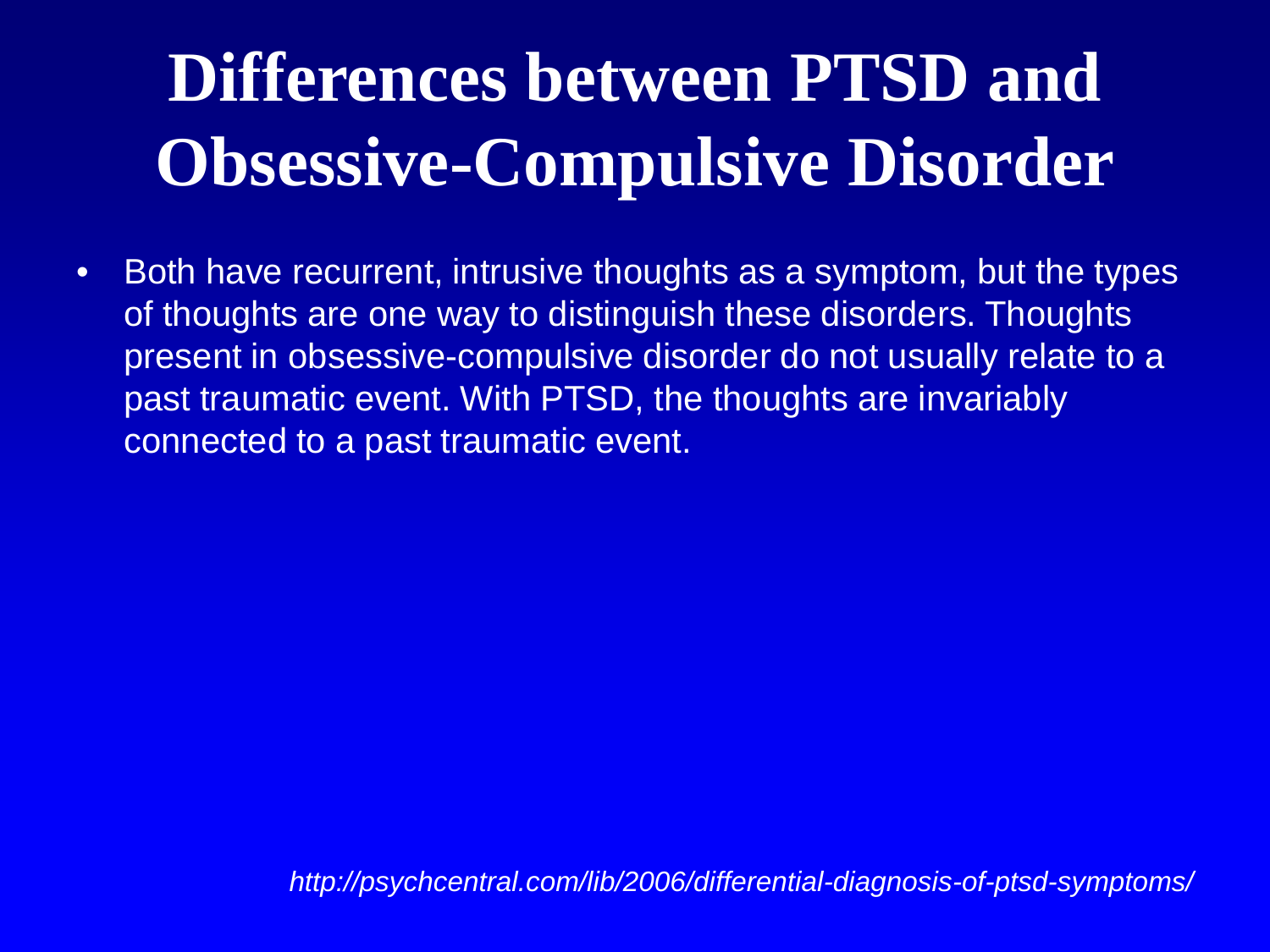# Differences between PTSD and Obsessive-Compulsive Disorder

- Both have recurrent, intrusive thoughts as a symptom, but the types of thoughts are one way to distinguish these disorders. Thoughts present in obsessive-compulsive disorder do not usually relate to a past traumatic event. With PTSD, the thoughts are invariably connected to a past traumatic event.

*http://psychcentral.com/lib/2006/differential-diagnosis-of-ptsd-symptoms/*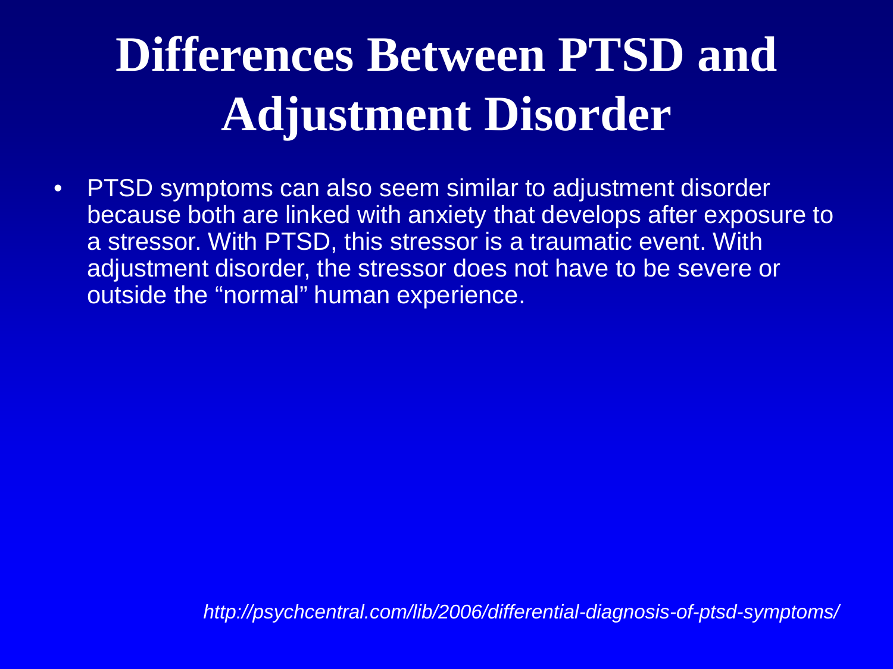# Differences Between PTSD and Adjustment Disorder

- PTSD symptoms can also seem similar to adjustment disorder because both are linked with anxiety that develops after exposure to a stressor. With PTSD, this stressor is a traumatic event. With adjustment disorder, the stressor does not have to be severe or outside the "normal" human experience.

*http://psychcentral.com/lib/2006/differential-diagnosis-of-ptsd-symptoms/*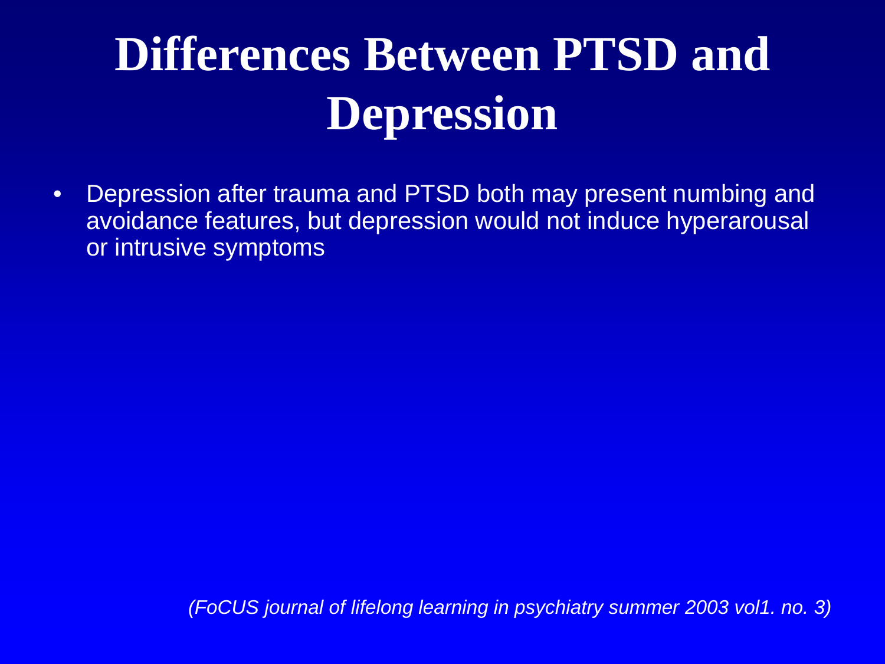# Differences Between PTSD and Depression

- Depression after trauma and PTSD both may present numbing and avoidance features, but depression would not induce hyperarousal or intrusive symptoms

*(FoCUS journal of lifelong learning in psychiatry summer 2003 vol1. no. 3)*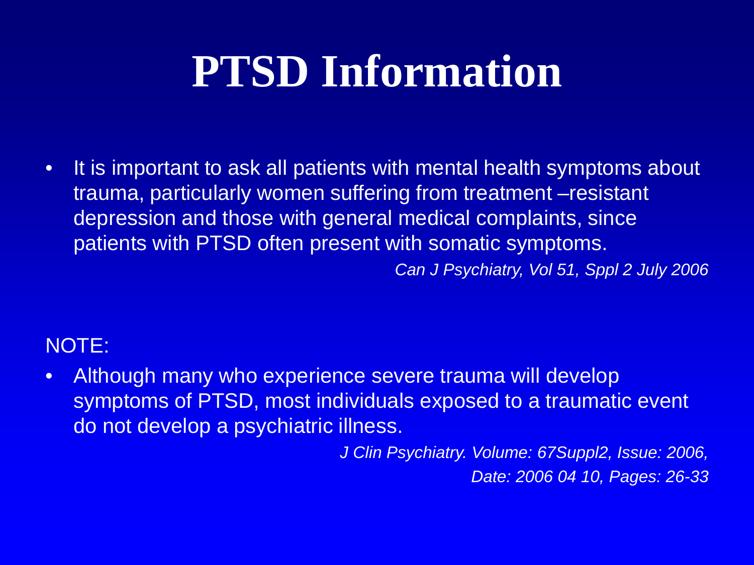# PTSD Information

- It is important to ask all patients with mental health symptoms about trauma, particularly women suffering from treatment –resistant depression and those with general medical complaints, since patients with PTSD often present with somatic symptoms.

*Can J Psychiatry, Vol 51, Sppl 2 July 2006*

NOTE:

- Although many who experience severe trauma will develop symptoms of PTSD, most individuals exposed to a traumatic event do not develop a psychiatric illness.

*J Clin Psychiatry. Volume: 67Suppl2, Issue: 2006, Date: 2006 04 10, Pages: 26-33*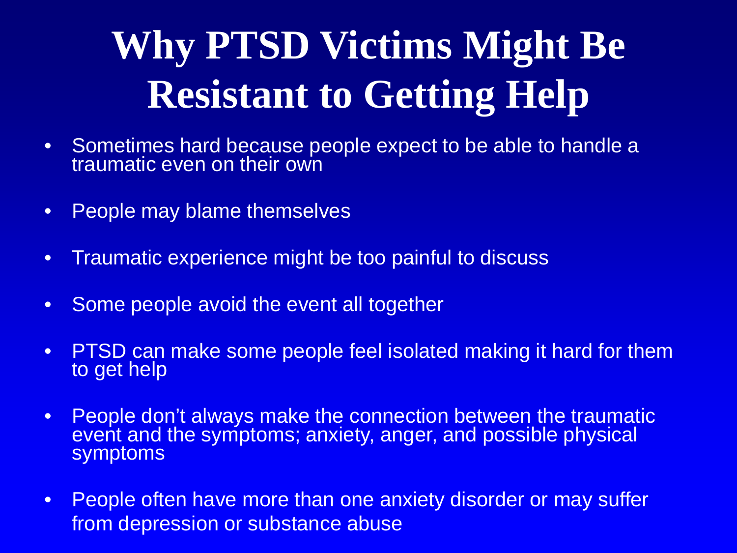# Why PTSD Victims Might Be Resistant to Getting Help

- Sometimes hard because people expect to be able to handle a traumatic even on their own
- People may blame themselves
- Traumatic experience might be too painful to discuss
- Some people avoid the event all together
- PTSD can make some people feel isolated making it hard for them to get help
- People don't always make the connection between the traumatic event and the symptoms; anxiety, anger, and possible physical symptoms
- People often have more than one anxiety disorder or may suffer from depression or substance abuse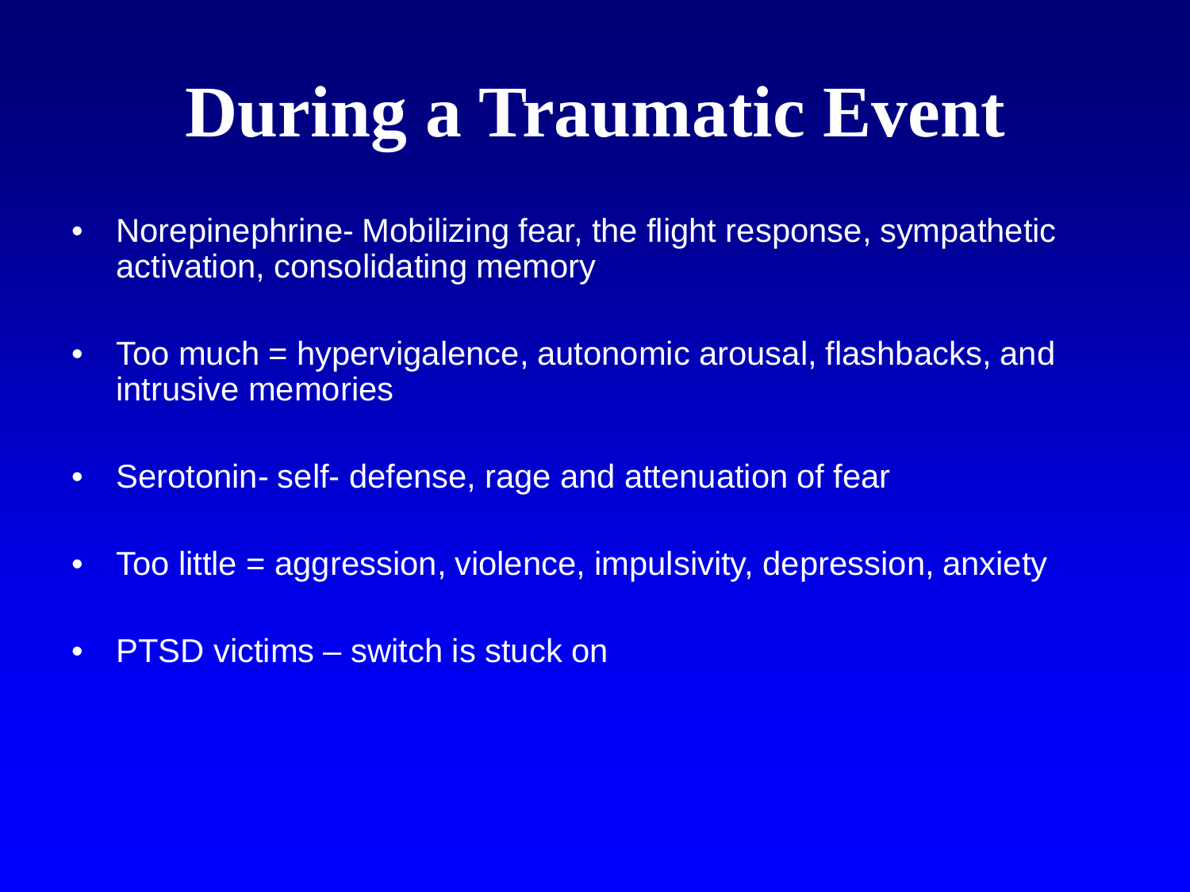# During a Traumatic Event

- Norepinephrine- Mobilizing fear, the flight response, sympathetic activation, consolidating memory
- Too much = hypervigalence, autonomic arousal, flashbacks, and intrusive memories
- Serotonin- self- defense, rage and attenuation of fear
- Too little = aggression, violence, impulsivity, depression, anxiety
- PTSD victims – switch is stuck on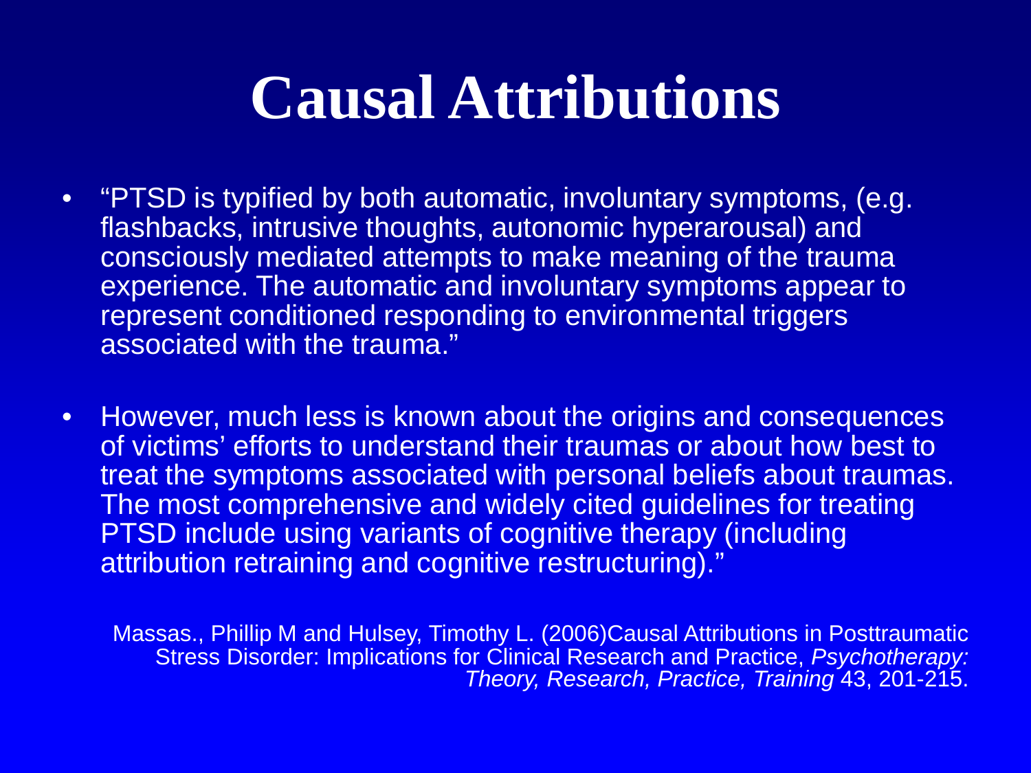# Causal Attributions

- "PTSD is typified by both automatic, involuntary symptoms, (e.g. flashbacks, intrusive thoughts, autonomic hyperarousal) and consciously mediated attempts to make meaning of the trauma experience. The automatic and involuntary symptoms appear to represent conditioned responding to environmental triggers associated with the trauma."

- However, much less is known about the origins and consequences of victims' efforts to understand their traumas or about how best to treat the symptoms associated with personal beliefs about traumas. The most comprehensive and widely cited guidelines for treating PTSD include using variants of cognitive therapy (including attribution retraining and cognitive restructuring)."

Massas., Phillip M and Hulsey, Timothy L. (2006)Causal Attributions in Posttraumatic Stress Disorder: Implications for Clinical Research and Practice, *Psychotherapy: Theory, Research, Practice, Training* 43, 201-215.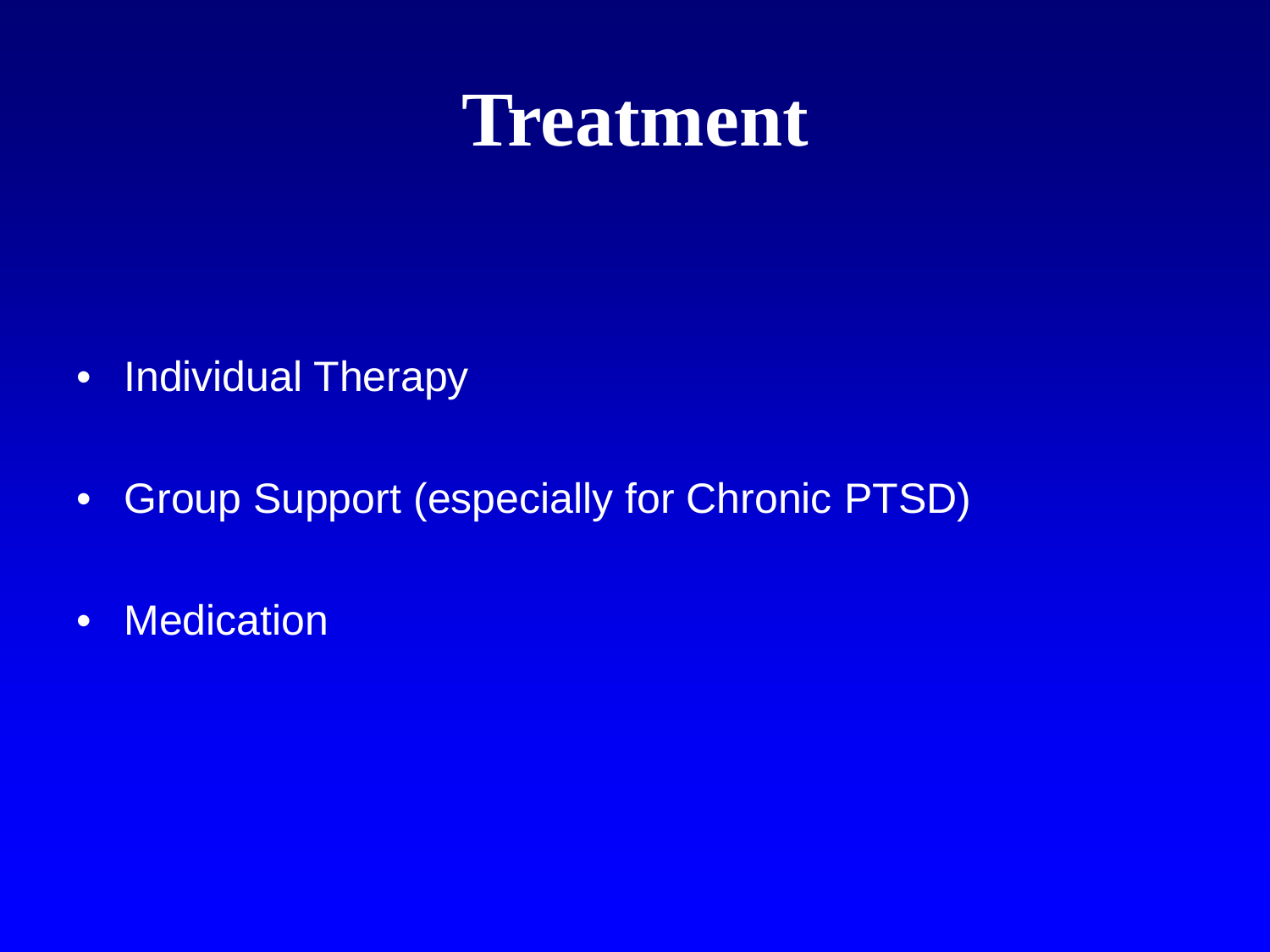# Treatment

- Individual Therapy
- Group Support (especially for Chronic PTSD)
- Medication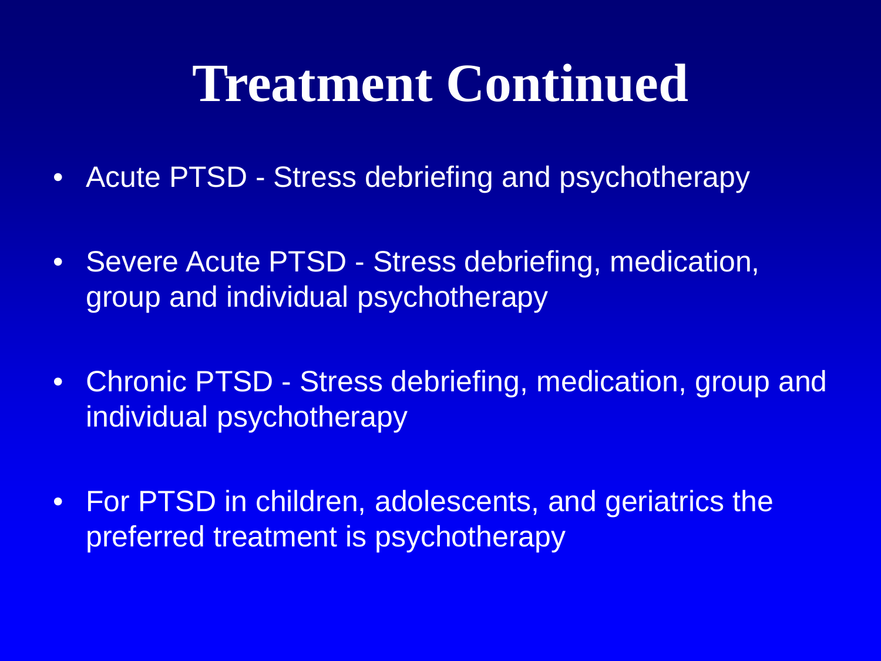# Treatment Continued

- Acute PTSD - Stress debriefing and psychotherapy
- Severe Acute PTSD - Stress debriefing, medication, group and individual psychotherapy
- Chronic PTSD - Stress debriefing, medication, group and individual psychotherapy
- For PTSD in children, adolescents, and geriatrics the preferred treatment is psychotherapy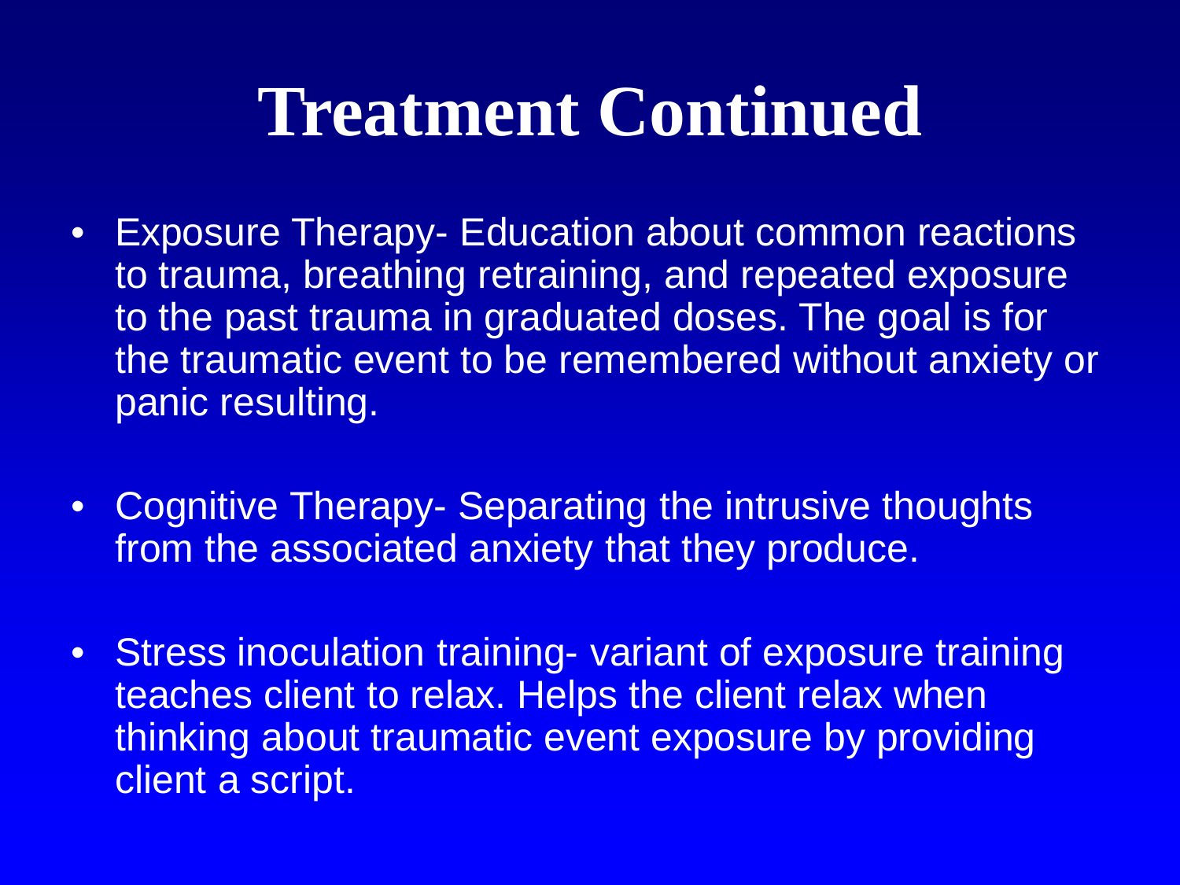# Treatment Continued

- Exposure Therapy- Education about common reactions to trauma, breathing retraining, and repeated exposure to the past trauma in graduated doses. The goal is for the traumatic event to be remembered without anxiety or panic resulting.

- Cognitive Therapy- Separating the intrusive thoughts from the associated anxiety that they produce.

- Stress inoculation training- variant of exposure training teaches client to relax. Helps the client relax when thinking about traumatic event exposure by providing client a script.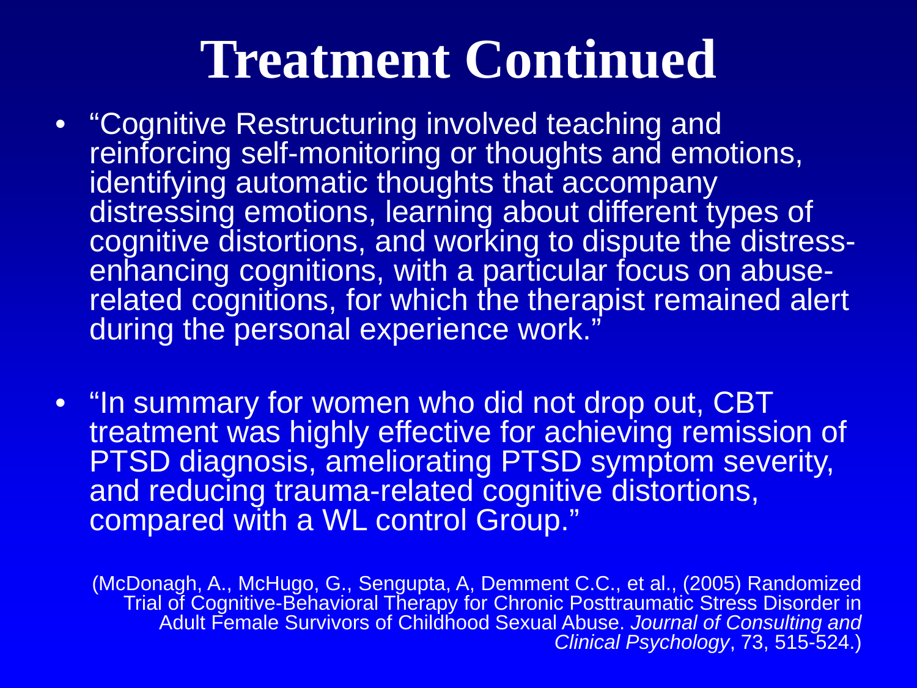# Treatment Continued

- "Cognitive Restructuring involved teaching and reinforcing self-monitoring or thoughts and emotions, identifying automatic thoughts that accompany distressing emotions, learning about different types of cognitive distortions, and working to dispute the distress-enhancing cognitions, with a particular focus on abuse-related cognitions, for which the therapist remained alert during the personal experience work."

- "In summary for women who did not drop out, CBT treatment was highly effective for achieving remission of PTSD diagnosis, ameliorating PTSD symptom severity, and reducing trauma-related cognitive distortions, compared with a WL control Group."

(McDonagh, A., McHugo, G., Sengupta, A, Demment C.C., et al., (2005) Randomized Trial of Cognitive-Behavioral Therapy for Chronic Posttraumatic Stress Disorder in Adult Female Survivors of Childhood Sexual Abuse. *Journal of Consulting and Clinical Psychology*, 73, 515-524.)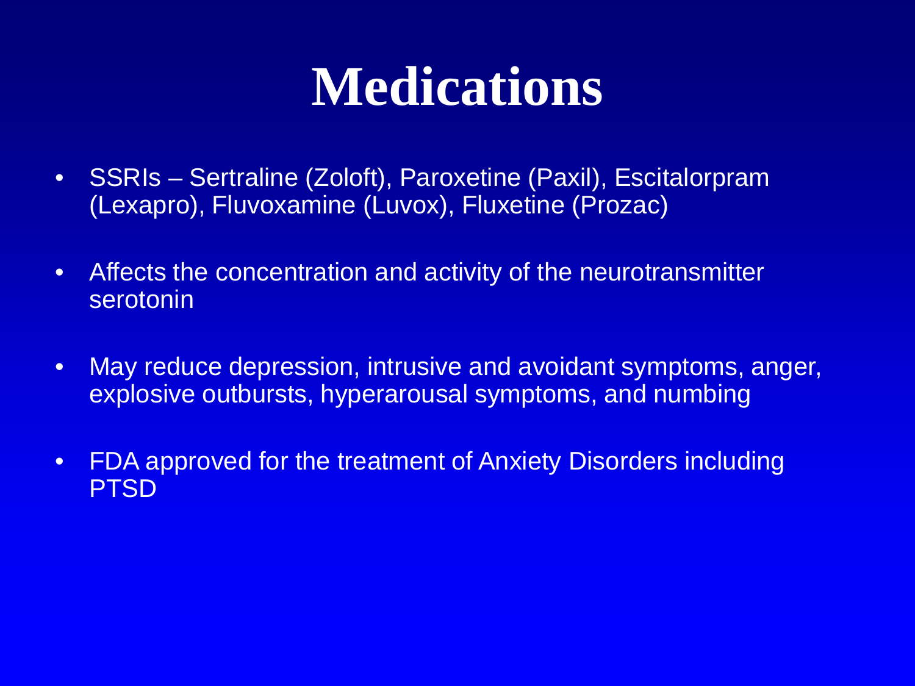# Medications

- SSRIs – Sertraline (Zoloft), Paroxetine (Paxil), Escitalorpram (Lexapro), Fluvoxamine (Luvox), Fluxetine (Prozac)
- Affects the concentration and activity of the neurotransmitter serotonin
- May reduce depression, intrusive and avoidant symptoms, anger, explosive outbursts, hyperarousal symptoms, and numbing
- FDA approved for the treatment of Anxiety Disorders including PTSD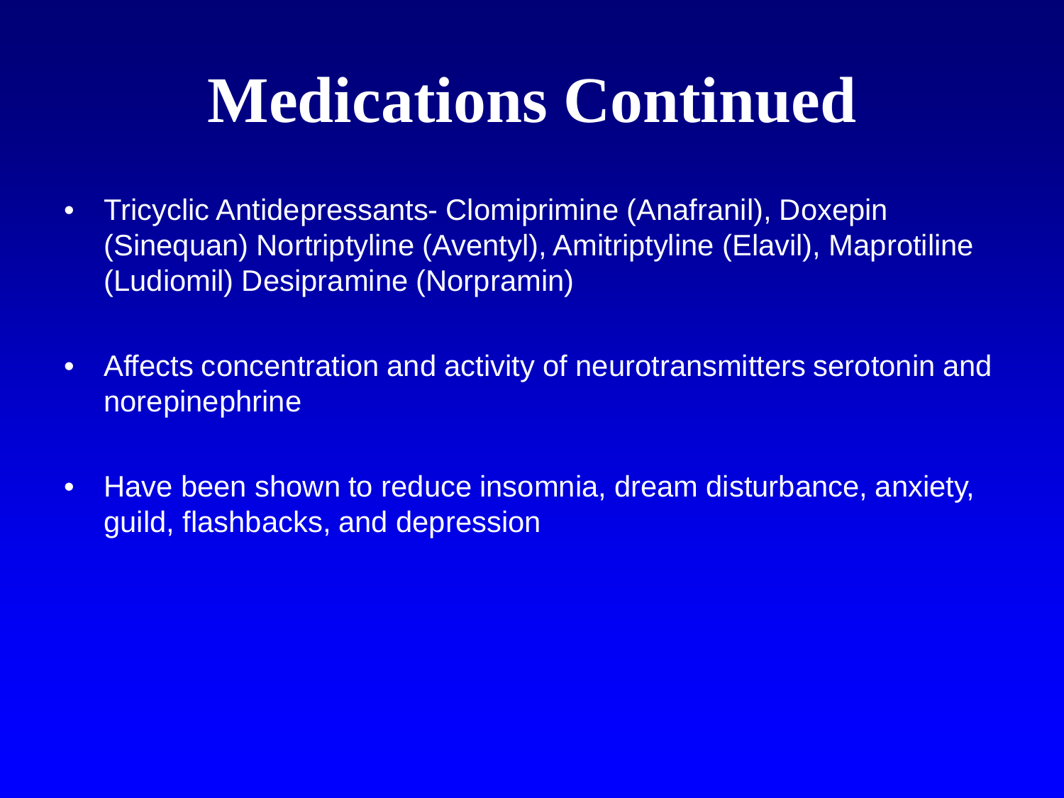# Medications Continued

- Tricyclic Antidepressants- Clomiprimine (Anafranil), Doxepin (Sinequan) Nortriptyline (Aventyl), Amitriptyline (Elavil), Maprotiline (Ludiomil) Desipramine (Norpramin)
- Affects concentration and activity of neurotransmitters serotonin and norepinephrine
- Have been shown to reduce insomnia, dream disturbance, anxiety, guild, flashbacks, and depression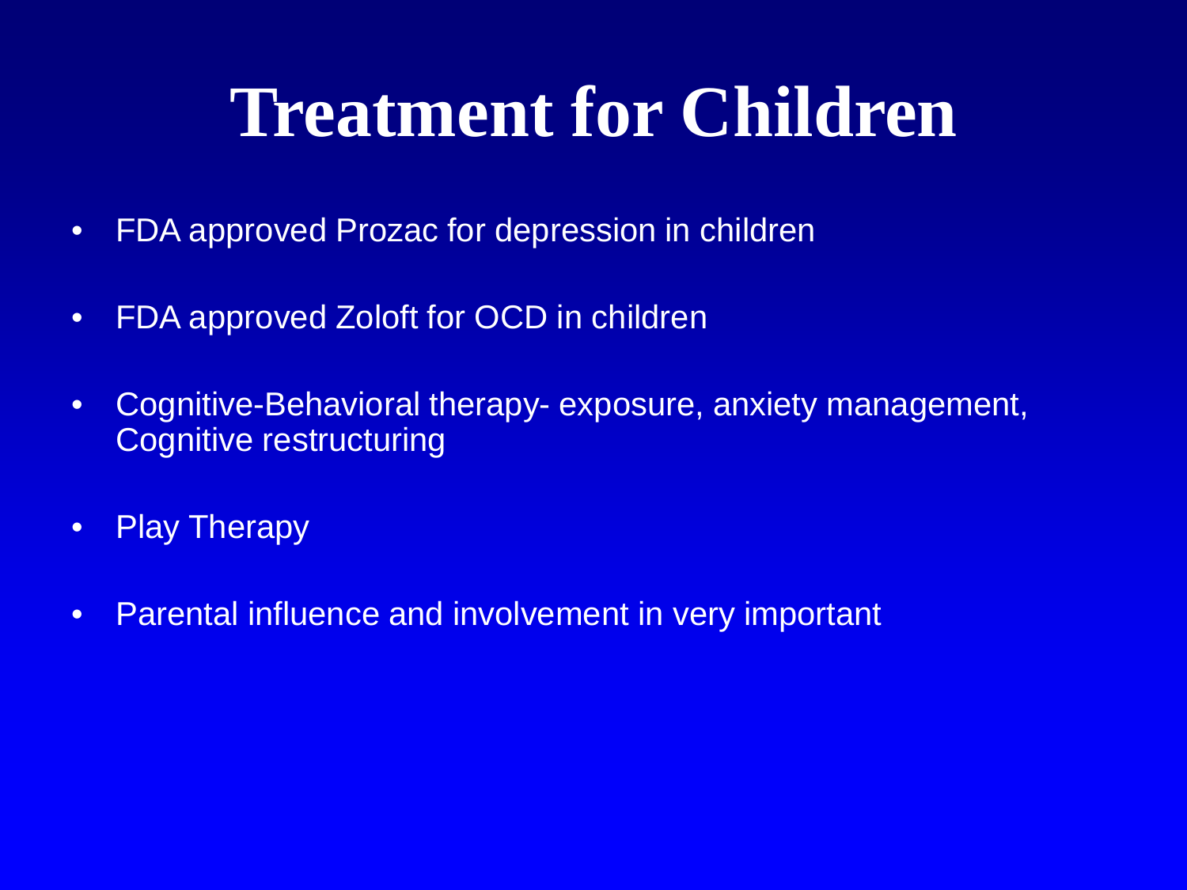# Treatment for Children

- FDA approved Prozac for depression in children
- FDA approved Zoloft for OCD in children
- Cognitive-Behavioral therapy- exposure, anxiety management, Cognitive restructuring
- Play Therapy
- Parental influence and involvement in very important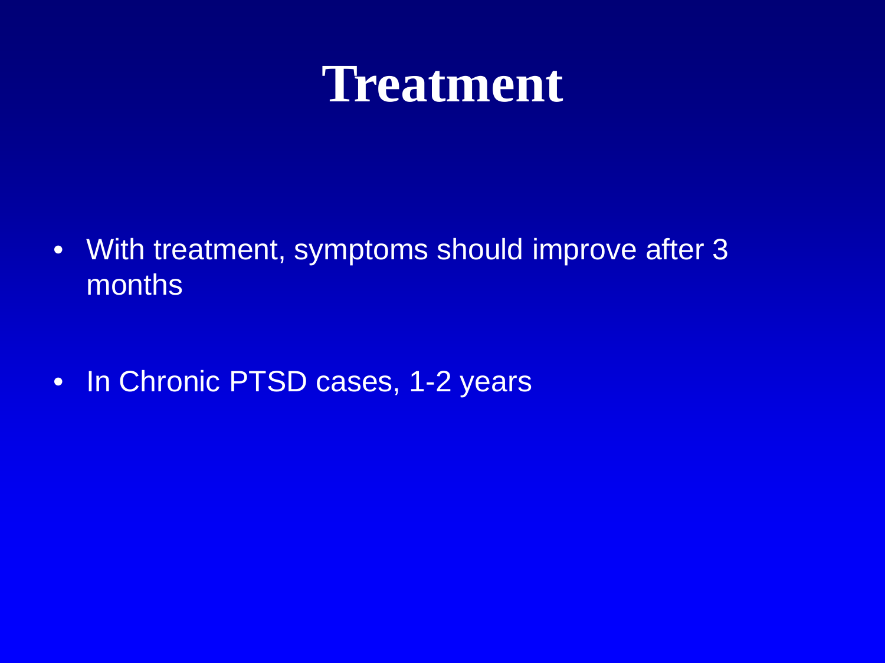# Treatment

- With treatment, symptoms should improve after 3 months
- In Chronic PTSD cases, 1-2 years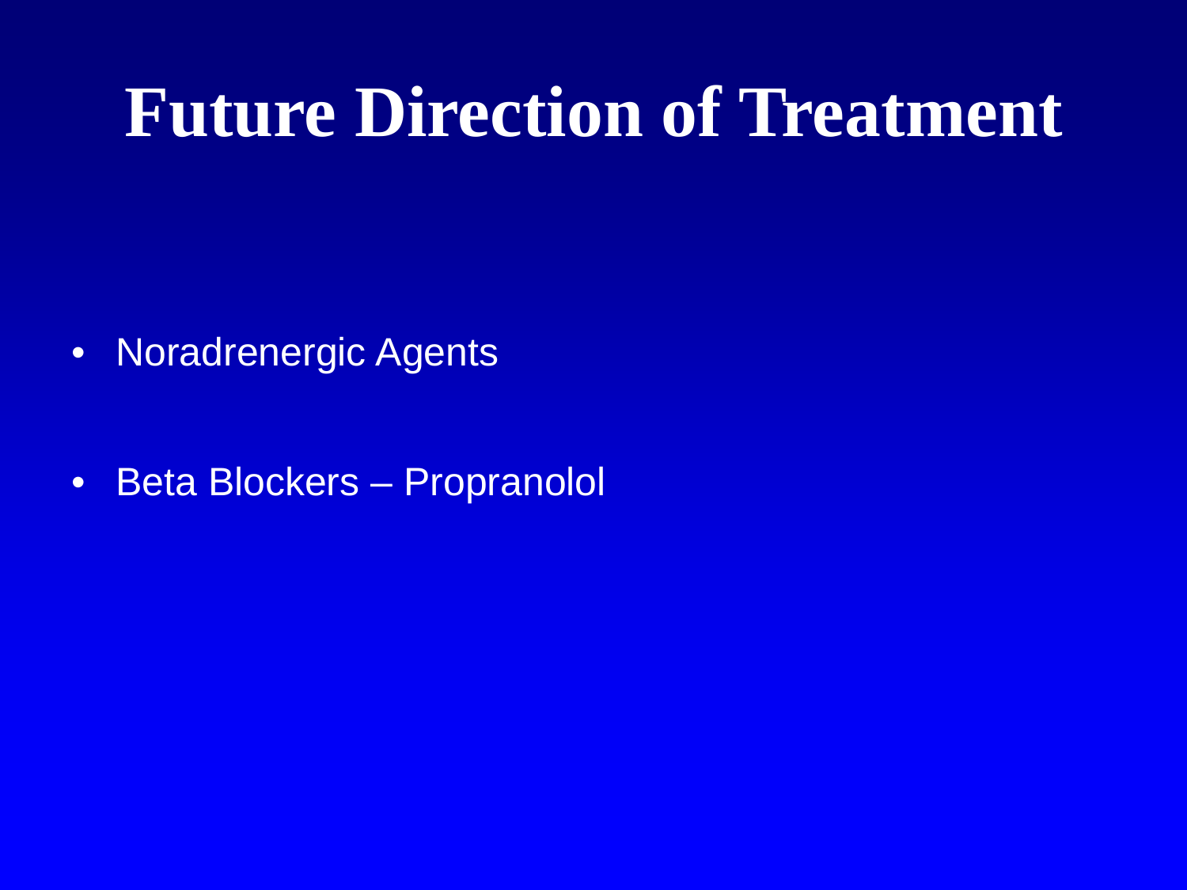# Future Direction of Treatment

- Noradrenergic Agents
- Beta Blockers – Propranolol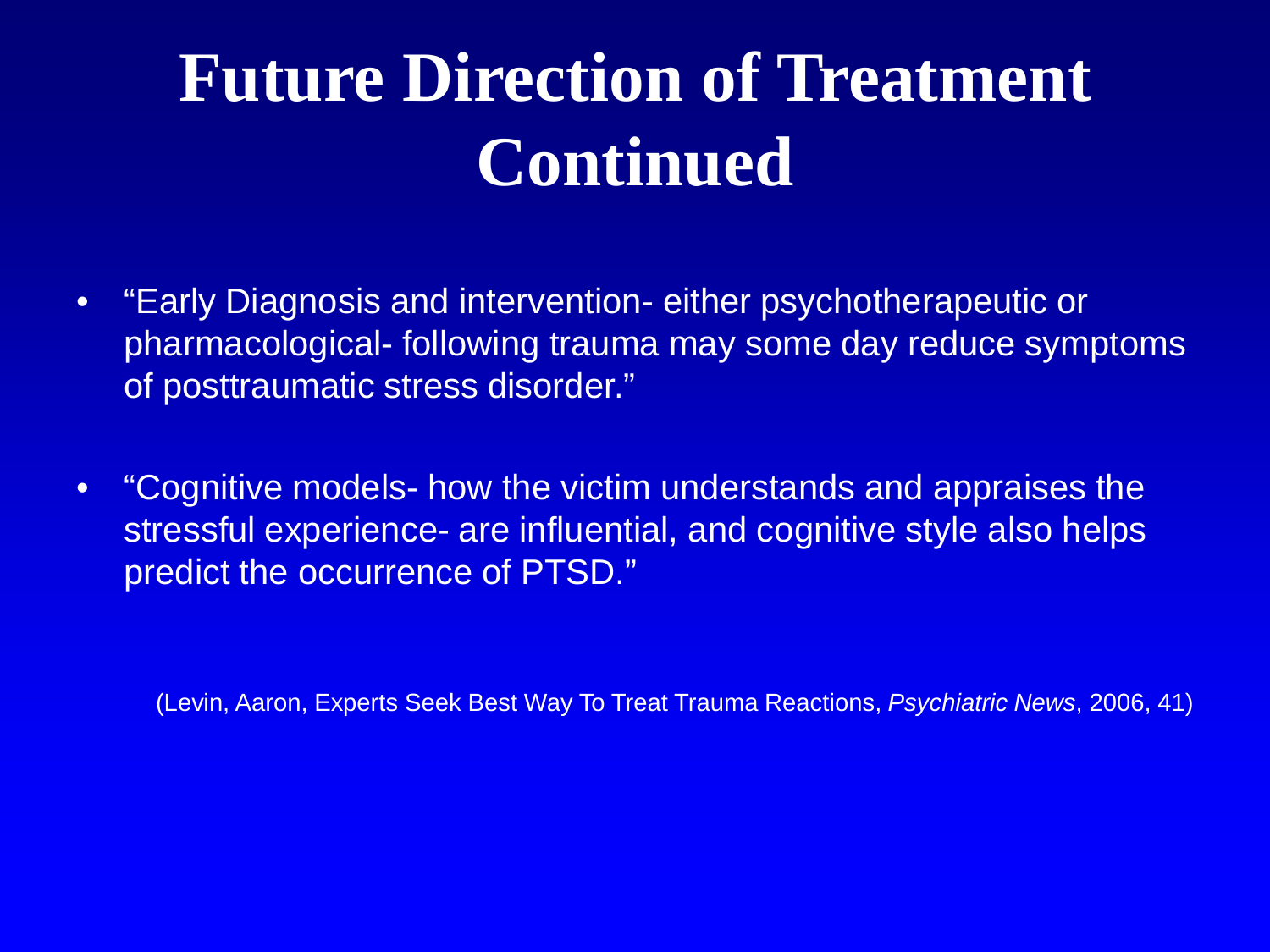# Future Direction of Treatment Continued

- "Early Diagnosis and intervention- either psychotherapeutic or pharmacological- following trauma may some day reduce symptoms of posttraumatic stress disorder."
- "Cognitive models- how the victim understands and appraises the stressful experience- are influential, and cognitive style also helps predict the occurrence of PTSD."

(Levin, Aaron, Experts Seek Best Way To Treat Trauma Reactions, *Psychiatric News*, 2006, 41)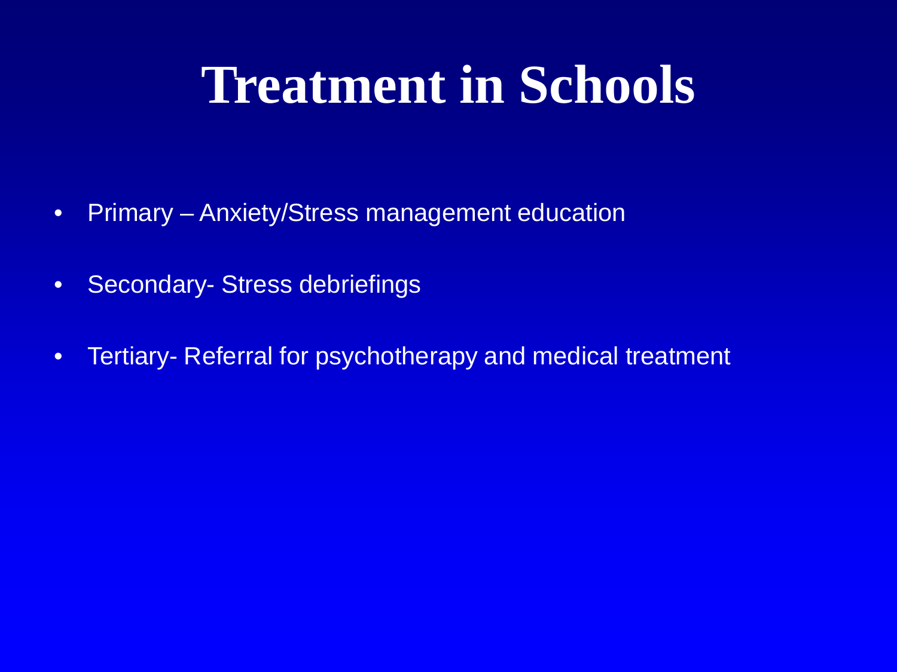# Treatment in Schools

- Primary – Anxiety/Stress management education
- Secondary- Stress debriefings
- Tertiary- Referral for psychotherapy and medical treatment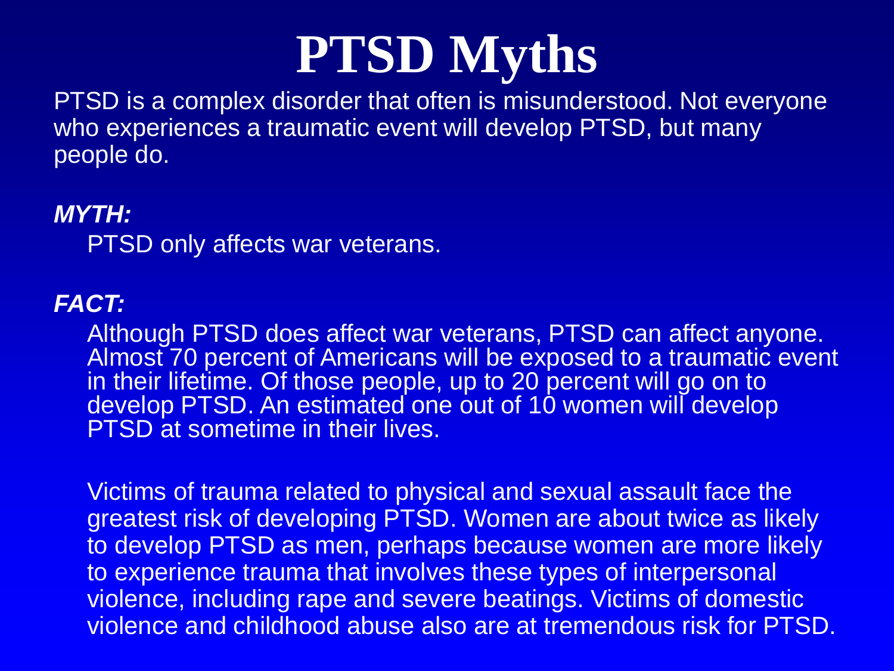# PTSD Myths

PTSD is a complex disorder that often is misunderstood. Not everyone who experiences a traumatic event will develop PTSD, but many people do.

***MYTH:***

PTSD only affects war veterans.

***FACT:***

Although PTSD does affect war veterans, PTSD can affect anyone. Almost 70 percent of Americans will be exposed to a traumatic event in their lifetime. Of those people, up to 20 percent will go on to develop PTSD. An estimated one out of 10 women will develop PTSD at sometime in their lives.

Victims of trauma related to physical and sexual assault face the greatest risk of developing PTSD. Women are about twice as likely to develop PTSD as men, perhaps because women are more likely to experience trauma that involves these types of interpersonal violence, including rape and severe beatings. Victims of domestic violence and childhood abuse also are at tremendous risk for PTSD.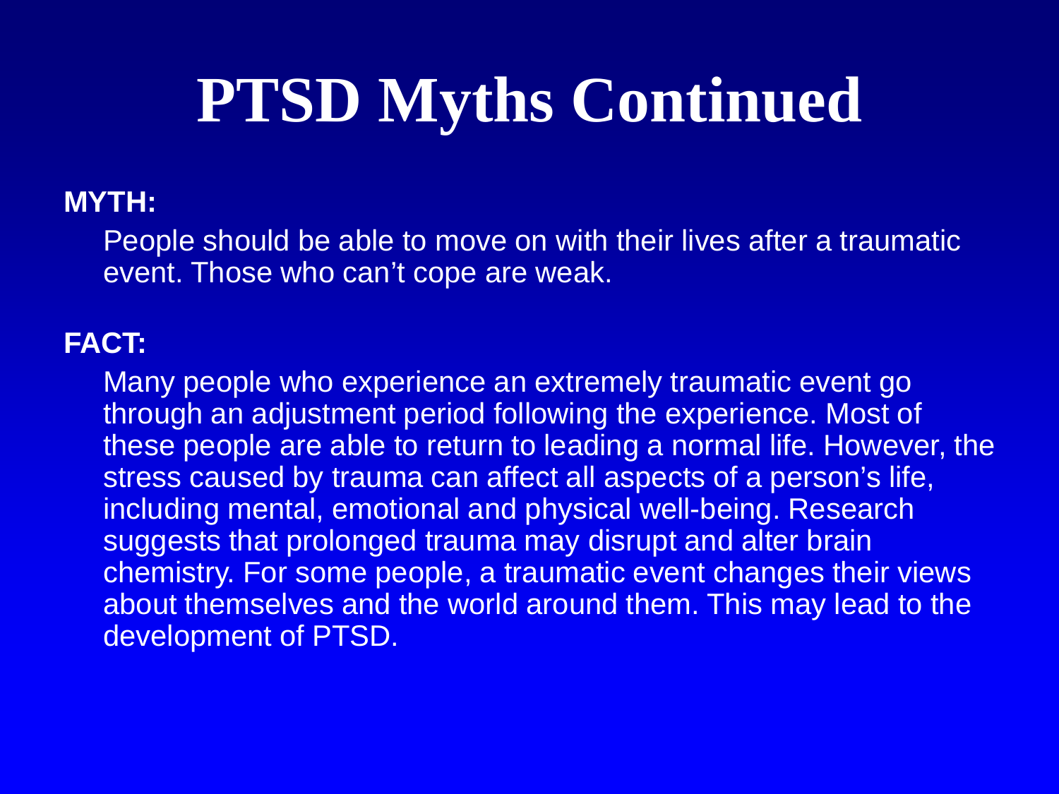# PTSD Myths Continued

**MYTH:**

People should be able to move on with their lives after a traumatic event. Those who can't cope are weak.

**FACT:**

Many people who experience an extremely traumatic event go through an adjustment period following the experience. Most of these people are able to return to leading a normal life. However, the stress caused by trauma can affect all aspects of a person's life, including mental, emotional and physical well-being. Research suggests that prolonged trauma may disrupt and alter brain chemistry. For some people, a traumatic event changes their views about themselves and the world around them. This may lead to the development of PTSD.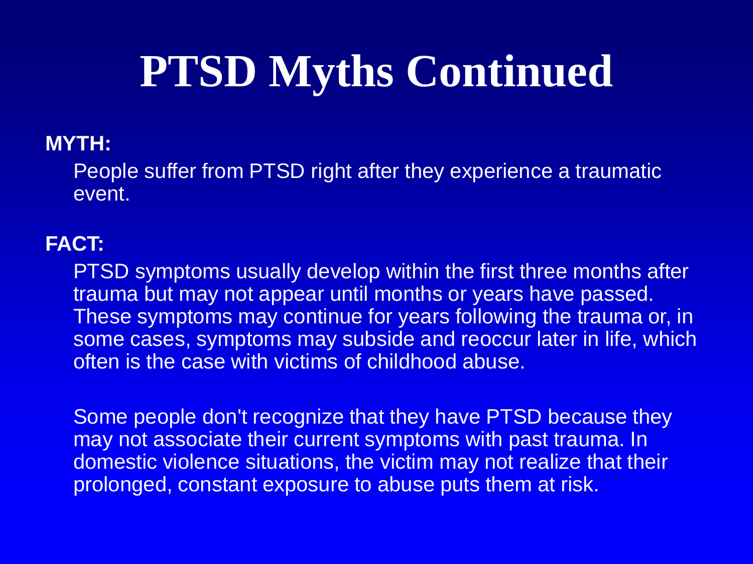# PTSD Myths Continued

**MYTH:**

People suffer from PTSD right after they experience a traumatic event.

**FACT:**

PTSD symptoms usually develop within the first three months after trauma but may not appear until months or years have passed. These symptoms may continue for years following the trauma or, in some cases, symptoms may subside and reoccur later in life, which often is the case with victims of childhood abuse.

Some people don't recognize that they have PTSD because they may not associate their current symptoms with past trauma. In domestic violence situations, the victim may not realize that their prolonged, constant exposure to abuse puts them at risk.